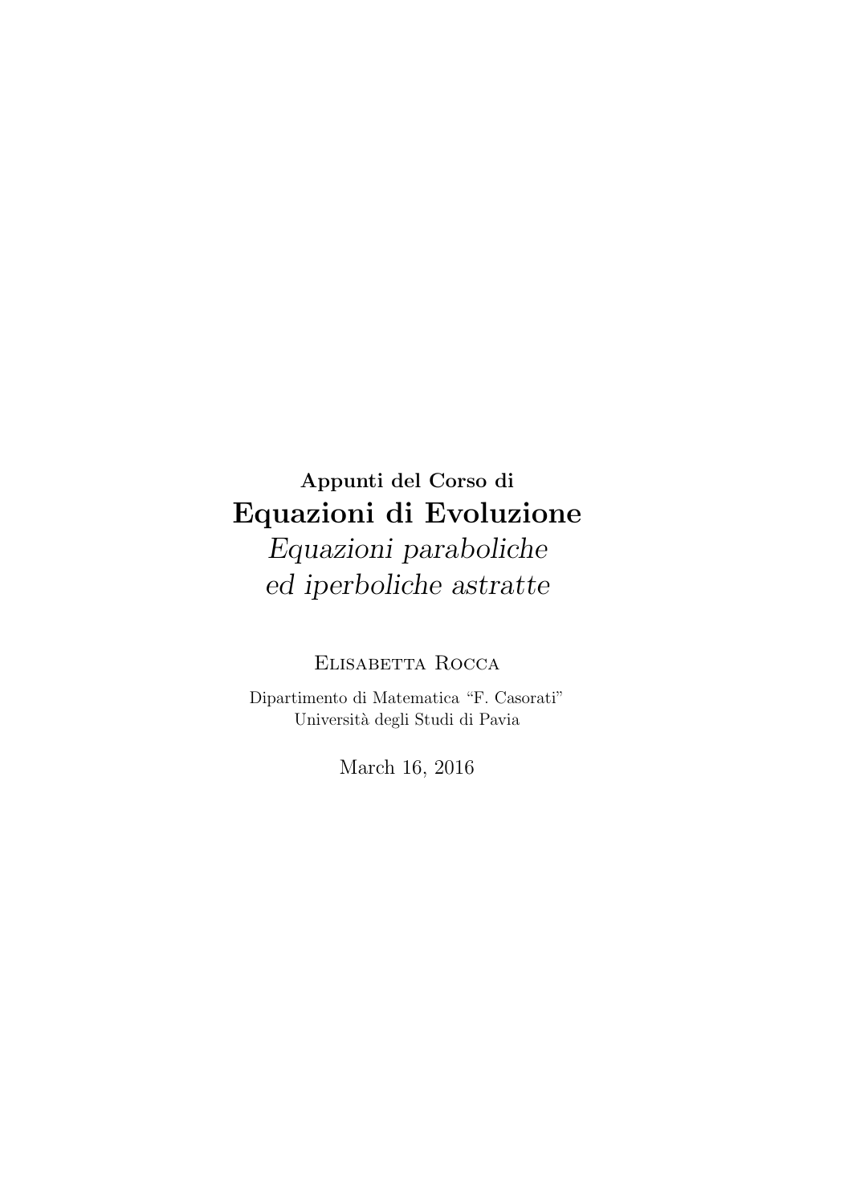**Appunti del Corso di**

# Equazioni di Evoluzione

## *Equazioni paraboliche ed iperboliche astratte*

Elisabetta Rocca

Dipartimento di Matematica "F. Casorati"
Università degli Studi di Pavia

March 16, 2016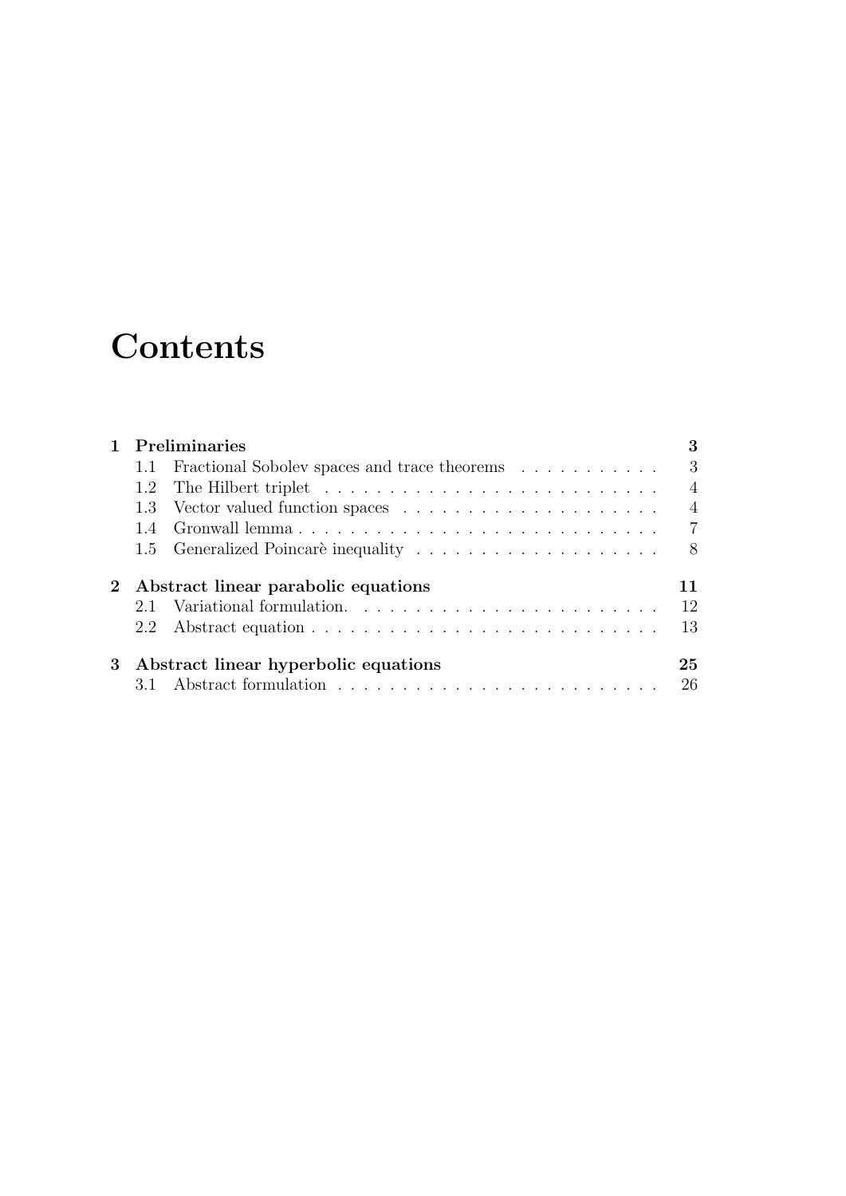# Contents

**1 Preliminaries** — **3**
- 1.1 Fractional Sobolev spaces and trace theorems — 3
- 1.2 The Hilbert triplet — 4
- 1.3 Vector valued function spaces — 4
- 1.4 Gronwall lemma — 7
- 1.5 Generalized Poincarè inequality — 8

**2 Abstract linear parabolic equations** — **11**
- 2.1 Variational formulation. — 12
- 2.2 Abstract equation — 13

**3 Abstract linear hyperbolic equations** — **25**
- 3.1 Abstract formulation — 26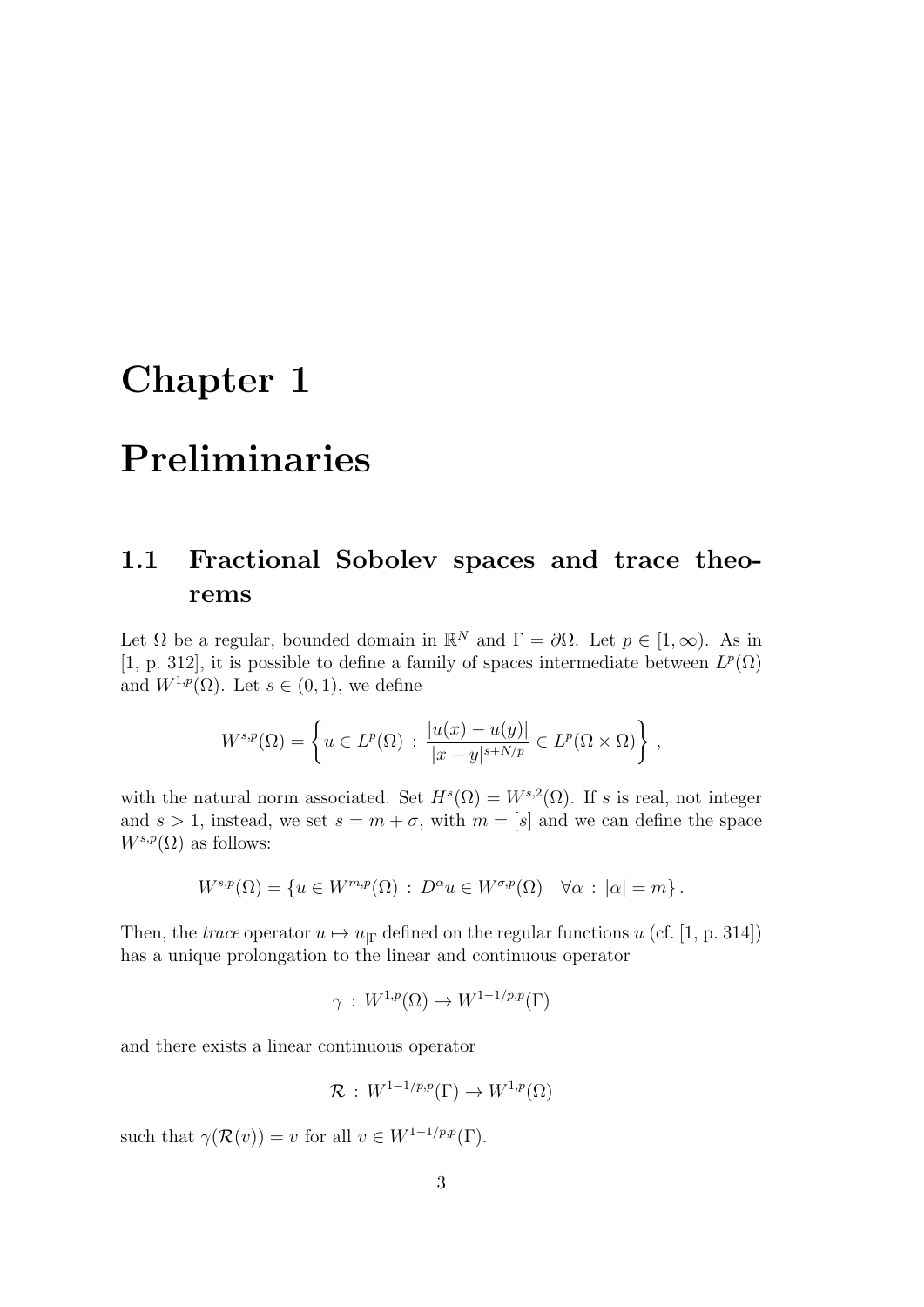# Chapter 1

# Preliminaries

## 1.1 Fractional Sobolev spaces and trace theorems

Let $\Omega$ be a regular, bounded domain in $\mathbb{R}^N$ and $\Gamma = \partial\Omega$. Let $p \in [1, \infty)$. As in [1, p. 312], it is possible to define a family of spaces intermediate between $L^p(\Omega)$ and $W^{1,p}(\Omega)$. Let $s \in (0, 1)$, we define

$$W^{s,p}(\Omega) = \left\{ u \in L^p(\Omega) \, : \, \frac{|u(x) - u(y)|}{|x - y|^{s+N/p}} \in L^p(\Omega \times \Omega) \right\} ,$$

with the natural norm associated. Set $H^s(\Omega) = W^{s,2}(\Omega)$. If $s$ is real, not integer and $s > 1$, instead, we set $s = m + \sigma$, with $m = [s]$ and we can define the space $W^{s,p}(\Omega)$ as follows:

$$W^{s,p}(\Omega) = \left\{ u \in W^{m,p}(\Omega) \, : \, D^\alpha u \in W^{\sigma,p}(\Omega) \quad \forall \alpha \, : \, |\alpha| = m \right\} .$$

Then, the *trace* operator $u \mapsto u_{|\Gamma}$ defined on the regular functions $u$ (cf. [1, p. 314]) has a unique prolongation to the linear and continuous operator

$$\gamma \, : \, W^{1,p}(\Omega) \to W^{1-1/p,p}(\Gamma)$$

and there exists a linear continuous operator

$$\mathcal{R} \, : \, W^{1-1/p,p}(\Gamma) \to W^{1,p}(\Omega)$$

such that $\gamma(\mathcal{R}(v)) = v$ for all $v \in W^{1-1/p,p}(\Gamma)$.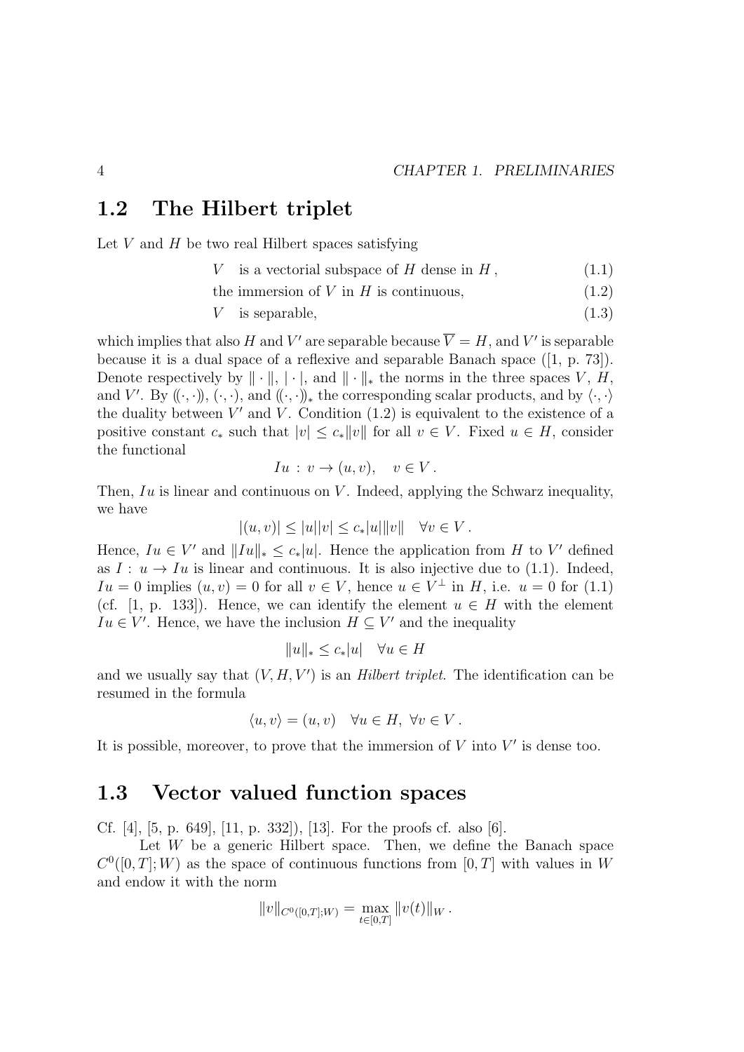## 1.2 The Hilbert triplet

Let $V$ and $H$ be two real Hilbert spaces satisfying

$$V \quad \text{is a vectorial subspace of } H \text{ dense in } H\,, \tag{1.1}$$

$$\text{the immersion of } V \text{ in } H \text{ is continuous,} \tag{1.2}$$

$$V \quad \text{is separable,} \tag{1.3}$$

which implies that also $H$ and $V'$ are separable because $\overline{V} = H$, and $V'$ is separable because it is a dual space of a reflexive and separable Banach space ([1, p. 73]). Denote respectively by $\|\cdot\|$, $|\cdot|$, and $\|\cdot\|_*$ the norms in the three spaces $V$, $H$, and $V'$. By $(\!(\cdot,\cdot)\!)$, $(\cdot,\cdot)$, and $(\!(\cdot,\cdot)\!)_*$ the corresponding scalar products, and by $\langle\cdot,\cdot\rangle$ the duality between $V'$ and $V$. Condition (1.2) is equivalent to the existence of a positive constant $c_*$ such that $|v| \le c_*\|v\|$ for all $v \in V$. Fixed $u \in H$, consider the functional

$$Iu \,:\, v \to (u,v), \quad v \in V\,.$$

Then, $Iu$ is linear and continuous on $V$. Indeed, applying the Schwarz inequality, we have

$$|(u,v)| \le |u||v| \le c_*|u|\|v\| \quad \forall v \in V\,.$$

Hence, $Iu \in V'$ and $\|Iu\|_* \le c_*|u|$. Hence the application from $H$ to $V'$ defined as $I \,:\, u \to Iu$ is linear and continuous. It is also injective due to (1.1). Indeed, $Iu = 0$ implies $(u,v) = 0$ for all $v \in V$, hence $u \in V^\perp$ in $H$, i.e. $u = 0$ for (1.1) (cf. [1, p. 133]). Hence, we can identify the element $u \in H$ with the element $Iu \in V'$. Hence, we have the inclusion $H \subseteq V'$ and the inequality

$$\|u\|_* \le c_*|u| \quad \forall u \in H$$

and we usually say that $(V,H,V')$ is an *Hilbert triplet*. The identification can be resumed in the formula

$$\langle u,v\rangle = (u,v) \quad \forall u \in H,\ \forall v \in V\,.$$

It is possible, moreover, to prove that the immersion of $V$ into $V'$ is dense too.

## 1.3 Vector valued function spaces

Cf. [4], [5, p. 649], [11, p. 332]), [13]. For the proofs cf. also [6].

Let $W$ be a generic Hilbert space. Then, we define the Banach space $C^0([0,T];W)$ as the space of continuous functions from $[0,T]$ with values in $W$ and endow it with the norm

$$\|v\|_{C^0([0,T];W)} = \max_{t\in[0,T]} \|v(t)\|_W\,.$$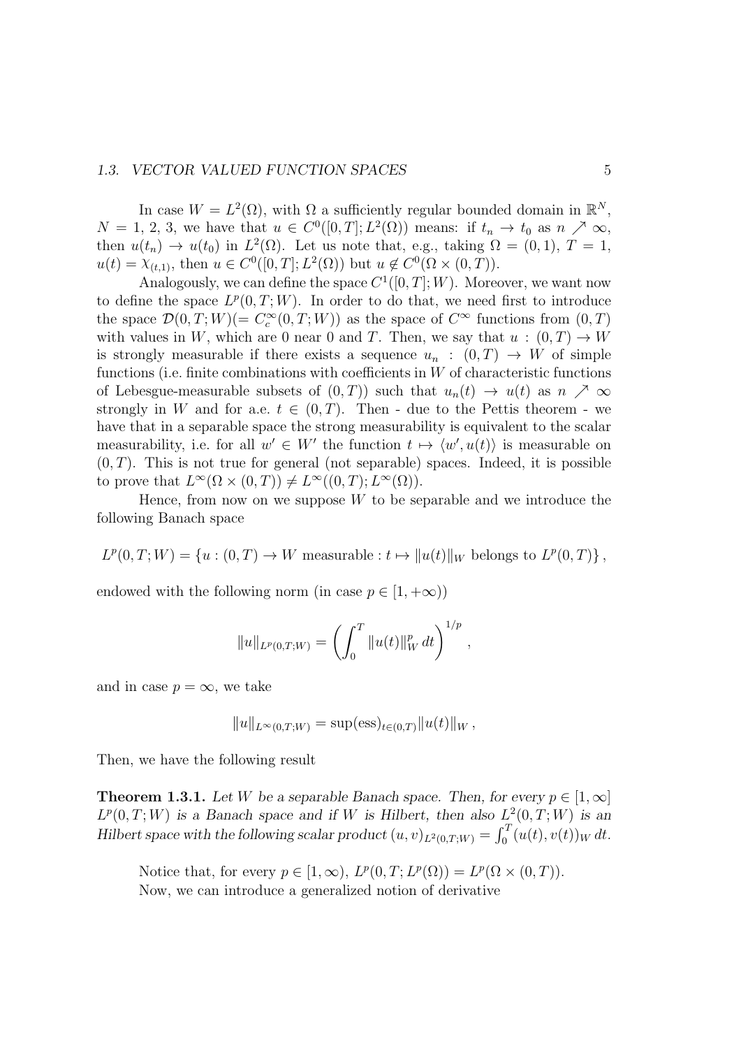In case $W = L^2(\Omega)$, with $\Omega$ a sufficiently regular bounded domain in $\mathbb{R}^N$, $N = 1, 2, 3$, we have that $u \in C^0([0,T]; L^2(\Omega))$ means: if $t_n \to t_0$ as $n \nearrow \infty$, then $u(t_n) \to u(t_0)$ in $L^2(\Omega)$. Let us note that, e.g., taking $\Omega = (0,1)$, $T = 1$, $u(t) = \chi_{(t,1)}$, then $u \in C^0([0,T]; L^2(\Omega))$ but $u \notin C^0(\Omega \times (0,T))$.

Analogously, we can define the space $C^1([0,T]; W)$. Moreover, we want now to define the space $L^p(0,T;W)$. In order to do that, we need first to introduce the space $\mathcal{D}(0,T;W) (= C_c^\infty(0,T;W))$ as the space of $C^\infty$ functions from $(0,T)$ with values in $W$, which are 0 near 0 and $T$. Then, we say that $u : (0,T) \to W$ is strongly measurable if there exists a sequence $u_n : (0,T) \to W$ of simple functions (i.e. finite combinations with coefficients in $W$ of characteristic functions of Lebesgue-measurable subsets of $(0,T)$) such that $u_n(t) \to u(t)$ as $n \nearrow \infty$ strongly in $W$ and for a.e. $t \in (0,T)$. Then - due to the Pettis theorem - we have that in a separable space the strong measurability is equivalent to the scalar measurability, i.e. for all $w' \in W'$ the function $t \mapsto \langle w', u(t) \rangle$ is measurable on $(0,T)$. This is not true for general (not separable) spaces. Indeed, it is possible to prove that $L^\infty(\Omega \times (0,T)) \neq L^\infty((0,T); L^\infty(\Omega))$.

Hence, from now on we suppose $W$ to be separable and we introduce the following Banach space

$$L^p(0,T;W) = \{u : (0,T) \to W \text{ measurable} : t \mapsto \|u(t)\|_W \text{ belongs to } L^p(0,T)\},$$

endowed with the following norm (in case $p \in [1, +\infty)$)

$$\|u\|_{L^p(0,T;W)} = \left( \int_0^T \|u(t)\|_W^p \, dt \right)^{1/p},$$

and in case $p = \infty$, we take

$$\|u\|_{L^\infty(0,T;W)} = \sup(\text{ess})_{t \in (0,T)} \|u(t)\|_W ,$$

Then, we have the following result

**Theorem 1.3.1.** *Let $W$ be a separable Banach space. Then, for every $p \in [1, \infty]$ $L^p(0,T;W)$ is a Banach space and if $W$ is Hilbert, then also $L^2(0,T;W)$ is an Hilbert space with the following scalar product $(u,v)_{L^2(0,T;W)} = \int_0^T (u(t), v(t))_W \, dt$.*

Notice that, for every $p \in [1, \infty)$, $L^p(0,T; L^p(\Omega)) = L^p(\Omega \times (0,T))$.

Now, we can introduce a generalized notion of derivative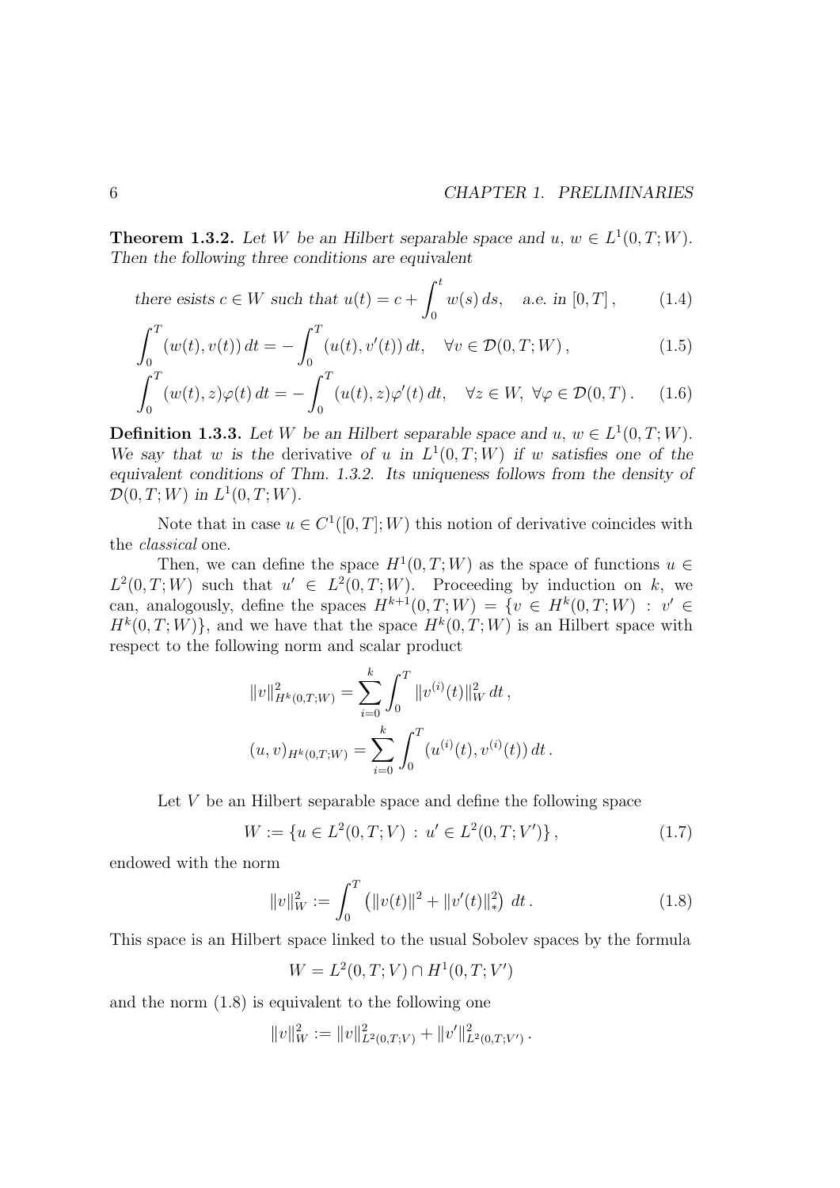**Theorem 1.3.2.** *Let $W$ be an Hilbert separable space and $u$, $w \in L^1(0,T;W)$. Then the following three conditions are equivalent*

$$\text{there esists } c \in W \text{ such that } u(t) = c + \int_0^t w(s)\, ds, \quad \text{a.e. in } [0,T]\,, \tag{1.4}$$

$$\int_0^T (w(t), v(t))\, dt = -\int_0^T (u(t), v'(t))\, dt, \quad \forall v \in \mathcal{D}(0,T;W)\,, \tag{1.5}$$

$$\int_0^T (w(t), z)\varphi(t)\, dt = -\int_0^T (u(t), z)\varphi'(t)\, dt, \quad \forall z \in W,\ \forall \varphi \in \mathcal{D}(0,T)\,. \tag{1.6}$$

**Definition 1.3.3.** *Let $W$ be an Hilbert separable space and $u$, $w \in L^1(0,T;W)$. We say that $w$ is the* derivative *of $u$ in $L^1(0,T;W)$ if $w$ satisfies one of the equivalent conditions of Thm. 1.3.2. Its uniqueness follows from the density of $\mathcal{D}(0,T;W)$ in $L^1(0,T;W)$.*

Note that in case $u \in C^1([0,T];W)$ this notion of derivative coincides with the *classical* one.

Then, we can define the space $H^1(0,T;W)$ as the space of functions $u \in L^2(0,T;W)$ such that $u' \in L^2(0,T;W)$. Proceeding by induction on $k$, we can, analogously, define the spaces $H^{k+1}(0,T;W) = \{v \in H^k(0,T;W) : v' \in H^k(0,T;W)\}$, and we have that the space $H^k(0,T;W)$ is an Hilbert space with respect to the following norm and scalar product

$$\|v\|^2_{H^k(0,T;W)} = \sum_{i=0}^k \int_0^T \|v^{(i)}(t)\|^2_W\, dt\,,$$

$$(u,v)_{H^k(0,T;W)} = \sum_{i=0}^k \int_0^T (u^{(i)}(t), v^{(i)}(t))\, dt\,.$$

Let $V$ be an Hilbert separable space and define the following space

$$W := \{u \in L^2(0,T;V) : u' \in L^2(0,T;V')\}\,, \tag{1.7}$$

endowed with the norm

$$\|v\|^2_W := \int_0^T \left(\|v(t)\|^2 + \|v'(t)\|^2_*\right)\, dt\,. \tag{1.8}$$

This space is an Hilbert space linked to the usual Sobolev spaces by the formula

$$W = L^2(0,T;V) \cap H^1(0,T;V')$$

and the norm (1.8) is equivalent to the following one

$$\|v\|^2_W := \|v\|^2_{L^2(0,T;V)} + \|v'\|^2_{L^2(0,T;V')}\,.$$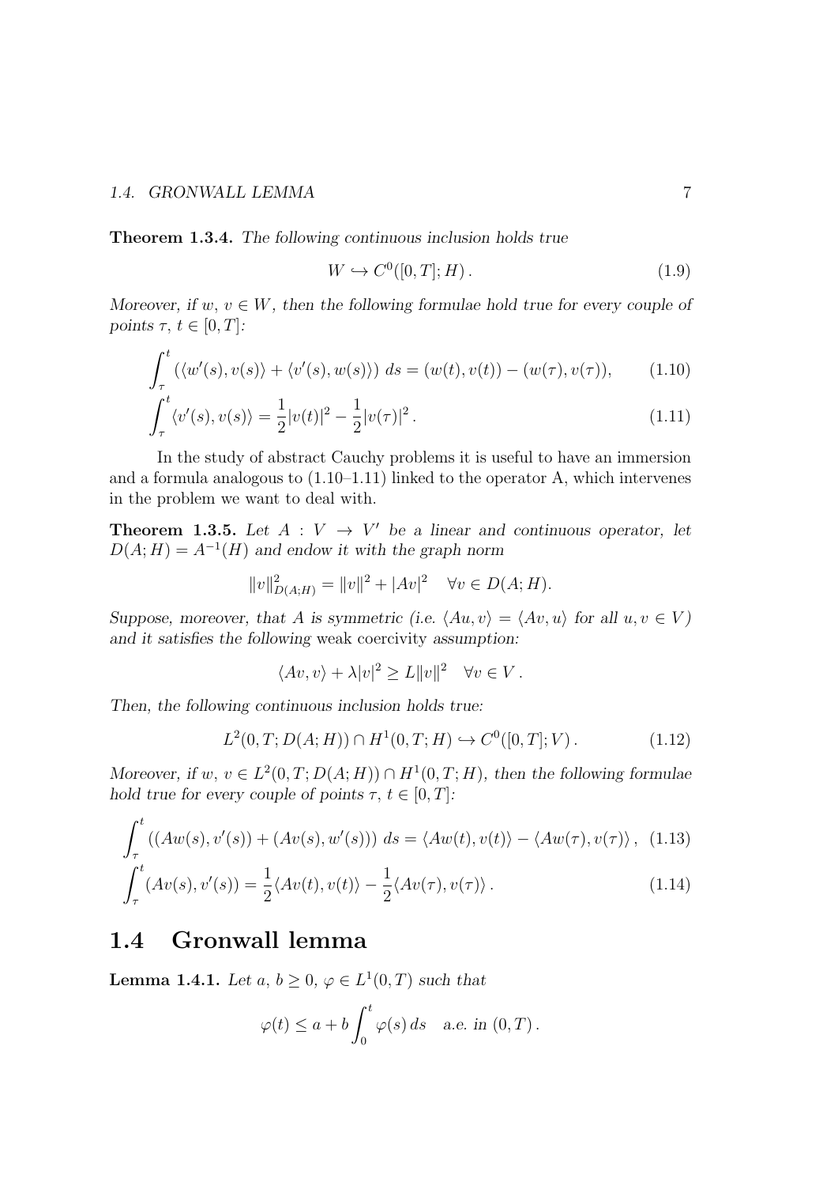**Theorem 1.3.4.** *The following continuous inclusion holds true*

$$W \hookrightarrow C^0([0,T];H)\,. \tag{1.9}$$

*Moreover, if $w$, $v \in W$, then the following formulae hold true for every couple of points $\tau$, $t \in [0,T]$:*

$$\int_\tau^t \left(\langle w'(s), v(s)\rangle + \langle v'(s), w(s)\rangle\right)\, ds = (w(t), v(t)) - (w(\tau), v(\tau)), \tag{1.10}$$

$$\int_\tau^t \langle v'(s), v(s)\rangle = \frac{1}{2}|v(t)|^2 - \frac{1}{2}|v(\tau)|^2\,. \tag{1.11}$$

In the study of abstract Cauchy problems it is useful to have an immersion and a formula analogous to (1.10–1.11) linked to the operator A, which intervenes in the problem we want to deal with.

**Theorem 1.3.5.** *Let $A : V \to V'$ be a linear and continuous operator, let $D(A;H) = A^{-1}(H)$ and endow it with the graph norm*

$$\|v\|^2_{D(A;H)} = \|v\|^2 + |Av|^2 \quad \forall v \in D(A;H).$$

*Suppose, moreover, that $A$ is symmetric (i.e. $\langle Au, v\rangle = \langle Av, u\rangle$ for all $u, v \in V$) and it satisfies the following* weak coercivity *assumption:*

$$\langle Av, v\rangle + \lambda |v|^2 \geq L\|v\|^2 \quad \forall v \in V\,.$$

*Then, the following continuous inclusion holds true:*

$$L^2(0,T;D(A;H)) \cap H^1(0,T;H) \hookrightarrow C^0([0,T];V)\,. \tag{1.12}$$

*Moreover, if $w$, $v \in L^2(0,T;D(A;H)) \cap H^1(0,T;H)$, then the following formulae hold true for every couple of points $\tau$, $t \in [0,T]$:*

$$\int_\tau^t \left((Aw(s), v'(s)) + (Av(s), w'(s))\right)\, ds = \langle Aw(t), v(t)\rangle - \langle Aw(\tau), v(\tau)\rangle\,, \tag{1.13}$$

$$\int_\tau^t (Av(s), v'(s)) = \frac{1}{2}\langle Av(t), v(t)\rangle - \frac{1}{2}\langle Av(\tau), v(\tau)\rangle\,. \tag{1.14}$$

## 1.4 Gronwall lemma

**Lemma 1.4.1.** *Let $a$, $b \geq 0$, $\varphi \in L^1(0,T)$ such that*

$$\varphi(t) \leq a + b\int_0^t \varphi(s)\, ds \quad \text{a.e. in } (0,T)\,.$$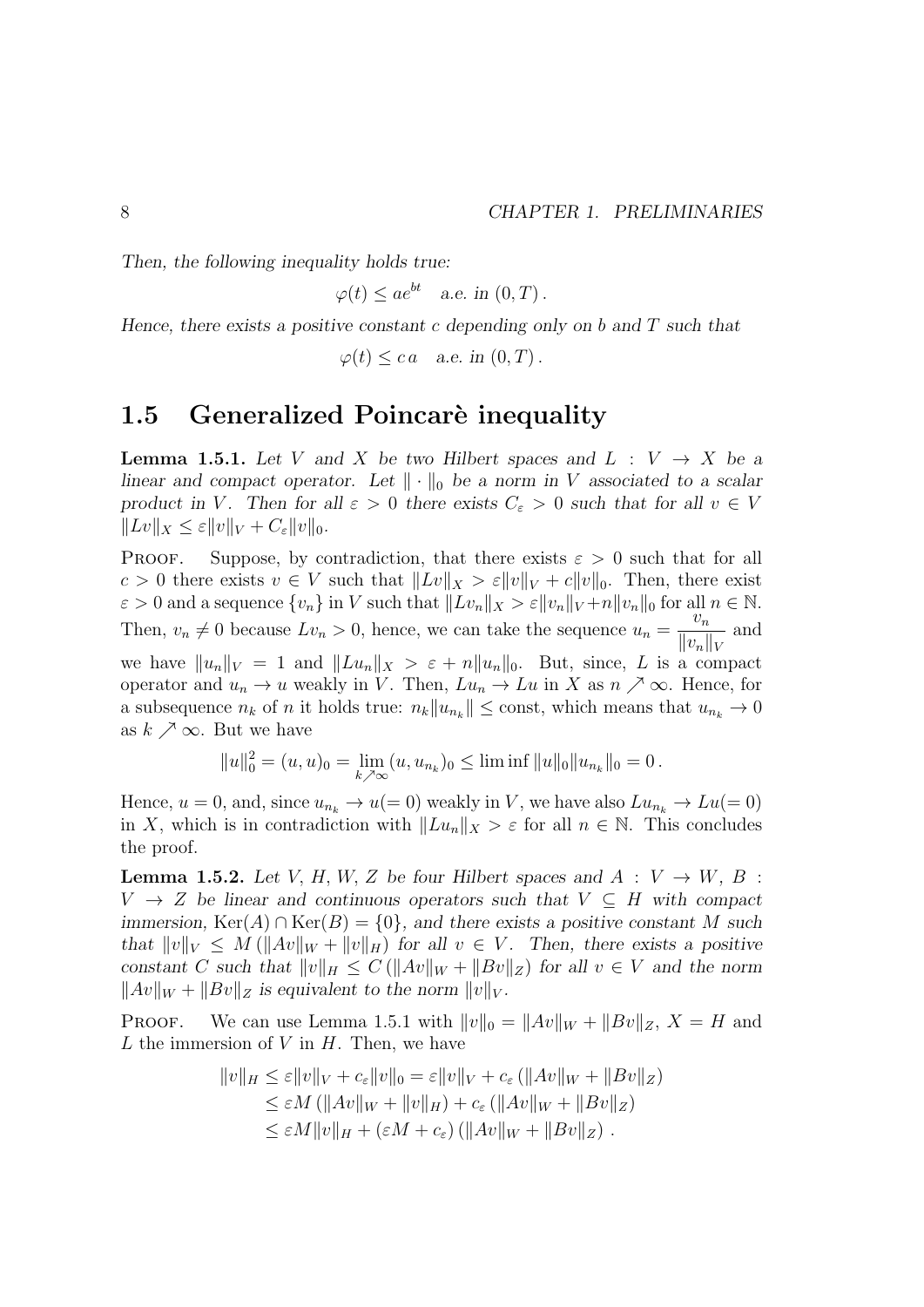*Then, the following inequality holds true:*

$$\varphi(t) \leq a e^{bt} \quad \text{a.e. in } (0,T)\,.$$

*Hence, there exists a positive constant $c$ depending only on $b$ and $T$ such that*

$$\varphi(t) \leq c\, a \quad \text{a.e. in } (0,T)\,.$$

## 1.5 Generalized Poincarè inequality

**Lemma 1.5.1.** *Let $V$ and $X$ be two Hilbert spaces and $L : V \to X$ be a linear and compact operator. Let $\|\cdot\|_0$ be a norm in $V$ associated to a scalar product in $V$. Then for all $\varepsilon > 0$ there exists $C_\varepsilon > 0$ such that for all $v \in V$ $\|Lv\|_X \leq \varepsilon \|v\|_V + C_\varepsilon \|v\|_0$.*

Proof. Suppose, by contradiction, that there exists $\varepsilon > 0$ such that for all $c > 0$ there exists $v \in V$ such that $\|Lv\|_X > \varepsilon\|v\|_V + c\|v\|_0$. Then, there exist $\varepsilon > 0$ and a sequence $\{v_n\}$ in $V$ such that $\|Lv_n\|_X > \varepsilon\|v_n\|_V + n\|v_n\|_0$ for all $n \in \mathbb{N}$. Then, $v_n \neq 0$ because $Lv_n > 0$, hence, we can take the sequence $u_n = \dfrac{v_n}{\|v_n\|_V}$ and we have $\|u_n\|_V = 1$ and $\|Lu_n\|_X > \varepsilon + n\|u_n\|_0$. But, since, $L$ is a compact operator and $u_n \to u$ weakly in $V$. Then, $Lu_n \to Lu$ in $X$ as $n \nearrow \infty$. Hence, for a subsequence $n_k$ of $n$ it holds true: $n_k\|u_{n_k}\| \leq \text{const}$, which means that $u_{n_k} \to 0$ as $k \nearrow \infty$. But we have

$$\|u\|_0^2 = (u,u)_0 = \lim_{k \nearrow \infty} (u, u_{n_k})_0 \leq \liminf \|u\|_0 \|u_{n_k}\|_0 = 0\,.$$

Hence, $u = 0$, and, since $u_{n_k} \to u (= 0)$ weakly in $V$, we have also $Lu_{n_k} \to Lu (= 0)$ in $X$, which is in contradiction with $\|Lu_n\|_X > \varepsilon$ for all $n \in \mathbb{N}$. This concludes the proof.

**Lemma 1.5.2.** *Let $V$, $H$, $W$, $Z$ be four Hilbert spaces and $A : V \to W$, $B : V \to Z$ be linear and continuous operators such that $V \subseteq H$ with compact immersion, $\mathrm{Ker}(A) \cap \mathrm{Ker}(B) = \{0\}$, and there exists a positive constant $M$ such that $\|v\|_V \leq M\left(\|Av\|_W + \|v\|_H\right)$ for all $v \in V$. Then, there exists a positive constant $C$ such that $\|v\|_H \leq C\left(\|Av\|_W + \|Bv\|_Z\right)$ for all $v \in V$ and the norm $\|Av\|_W + \|Bv\|_Z$ is equivalent to the norm $\|v\|_V$.*

Proof. We can use Lemma 1.5.1 with $\|v\|_0 = \|Av\|_W + \|Bv\|_Z$, $X = H$ and $L$ the immersion of $V$ in $H$. Then, we have

$$\begin{aligned}
\|v\|_H &\leq \varepsilon\|v\|_V + c_\varepsilon\|v\|_0 = \varepsilon\|v\|_V + c_\varepsilon\left(\|Av\|_W + \|Bv\|_Z\right) \\
&\leq \varepsilon M\left(\|Av\|_W + \|v\|_H\right) + c_\varepsilon\left(\|Av\|_W + \|Bv\|_Z\right) \\
&\leq \varepsilon M\|v\|_H + \left(\varepsilon M + c_\varepsilon\right)\left(\|Av\|_W + \|Bv\|_Z\right)\,.
\end{aligned}$$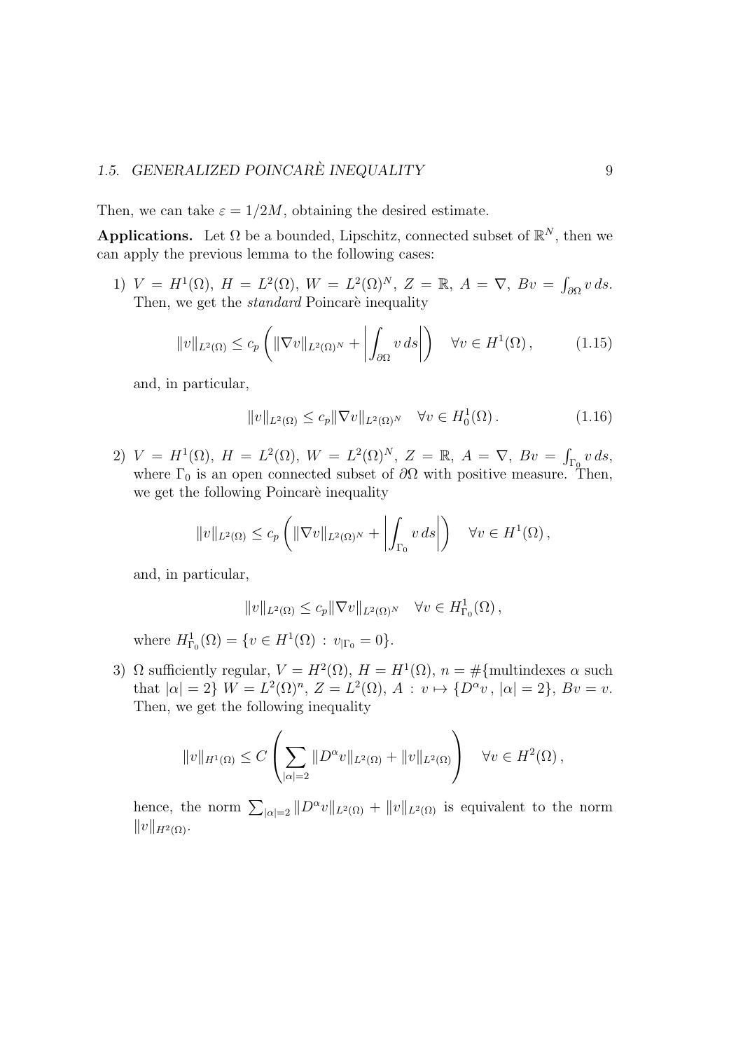Then, we can take $\varepsilon = 1/2M$, obtaining the desired estimate.

**Applications.** Let $\Omega$ be a bounded, Lipschitz, connected subset of $\mathbb{R}^N$, then we can apply the previous lemma to the following cases:

1) $V = H^1(\Omega)$, $H = L^2(\Omega)$, $W = L^2(\Omega)^N$, $Z = \mathbb{R}$, $A = \nabla$, $Bv = \int_{\partial\Omega} v\, ds$. Then, we get the *standard* Poincarè inequality

$$\|v\|_{L^2(\Omega)} \leq c_p \left( \|\nabla v\|_{L^2(\Omega)^N} + \left| \int_{\partial\Omega} v\, ds \right| \right) \quad \forall v \in H^1(\Omega)\,, \tag{1.15}$$

and, in particular,

$$\|v\|_{L^2(\Omega)} \leq c_p \|\nabla v\|_{L^2(\Omega)^N} \quad \forall v \in H^1_0(\Omega)\,. \tag{1.16}$$

2) $V = H^1(\Omega)$, $H = L^2(\Omega)$, $W = L^2(\Omega)^N$, $Z = \mathbb{R}$, $A = \nabla$, $Bv = \int_{\Gamma_0} v\, ds$, where $\Gamma_0$ is an open connected subset of $\partial\Omega$ with positive measure. Then, we get the following Poincarè inequality

$$\|v\|_{L^2(\Omega)} \leq c_p \left( \|\nabla v\|_{L^2(\Omega)^N} + \left| \int_{\Gamma_0} v\, ds \right| \right) \quad \forall v \in H^1(\Omega)\,,$$

and, in particular,

$$\|v\|_{L^2(\Omega)} \leq c_p \|\nabla v\|_{L^2(\Omega)^N} \quad \forall v \in H^1_{\Gamma_0}(\Omega)\,,$$

where $H^1_{\Gamma_0}(\Omega) = \{v \in H^1(\Omega) \,:\, v_{|\Gamma_0} = 0\}$.

3) $\Omega$ sufficiently regular, $V = H^2(\Omega)$, $H = H^1(\Omega)$, $n = \#\{$multindexes $\alpha$ such that $|\alpha| = 2\}$ $W = L^2(\Omega)^n$, $Z = L^2(\Omega)$, $A \,:\, v \mapsto \{D^\alpha v\,,\, |\alpha| = 2\}$, $Bv = v$. Then, we get the following inequality

$$\|v\|_{H^1(\Omega)} \leq C \left( \sum_{|\alpha|=2} \|D^\alpha v\|_{L^2(\Omega)} + \|v\|_{L^2(\Omega)} \right) \quad \forall v \in H^2(\Omega)\,,$$

hence, the norm $\sum_{|\alpha|=2} \|D^\alpha v\|_{L^2(\Omega)} + \|v\|_{L^2(\Omega)}$ is equivalent to the norm $\|v\|_{H^2(\Omega)}$.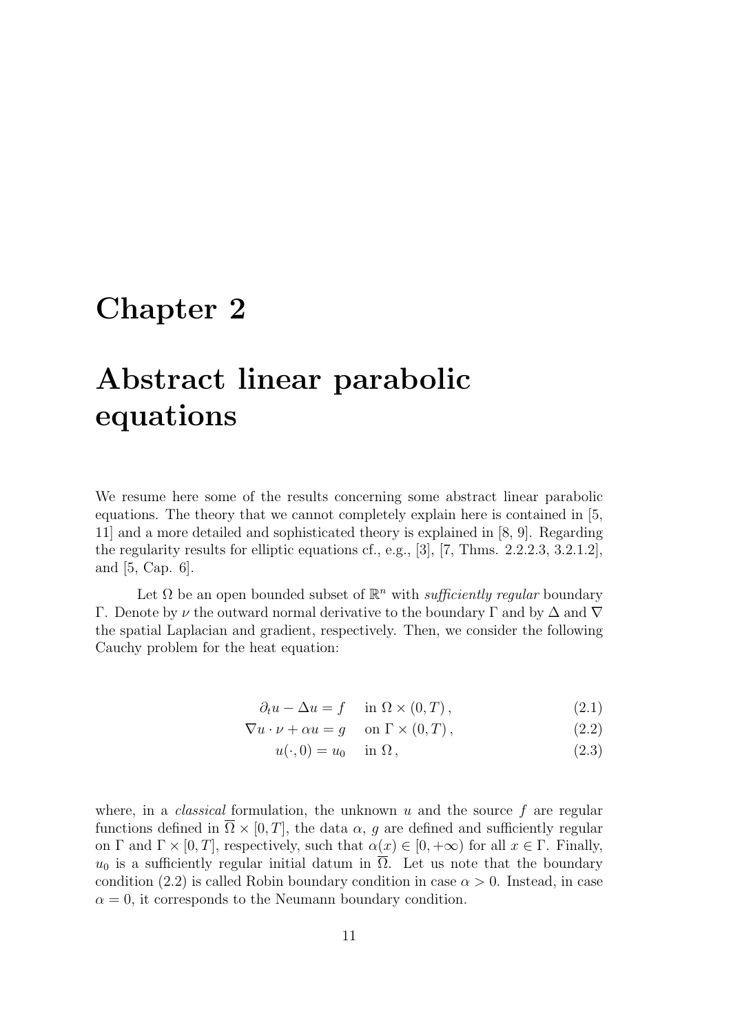# Chapter 2

# Abstract linear parabolic equations

We resume here some of the results concerning some abstract linear parabolic equations. The theory that we cannot completely explain here is contained in [5, 11] and a more detailed and sophisticated theory is explained in [8, 9]. Regarding the regularity results for elliptic equations cf., e.g., [3], [7, Thms. 2.2.2.3, 3.2.1.2], and [5, Cap. 6].

Let $\Omega$ be an open bounded subset of $\mathbb{R}^n$ with *sufficiently regular* boundary $\Gamma$. Denote by $\nu$ the outward normal derivative to the boundary $\Gamma$ and by $\Delta$ and $\nabla$ the spatial Laplacian and gradient, respectively. Then, we consider the following Cauchy problem for the heat equation:

$$
\begin{aligned}
\partial_t u - \Delta u = f \quad & \text{in } \Omega \times (0, T)\,, && (2.1)\\
\nabla u \cdot \nu + \alpha u = g \quad & \text{on } \Gamma \times (0, T)\,, && (2.2)\\
u(\cdot, 0) = u_0 \quad & \text{in } \Omega\,, && (2.3)
\end{aligned}
$$

where, in a *classical* formulation, the unknown $u$ and the source $f$ are regular functions defined in $\overline{\Omega} \times [0, T]$, the data $\alpha$, $g$ are defined and sufficiently regular on $\Gamma$ and $\Gamma \times [0, T]$, respectively, such that $\alpha(x) \in [0, +\infty)$ for all $x \in \Gamma$. Finally, $u_0$ is a sufficiently regular initial datum in $\overline{\Omega}$. Let us note that the boundary condition (2.2) is called Robin boundary condition in case $\alpha > 0$. Instead, in case $\alpha = 0$, it corresponds to the Neumann boundary condition.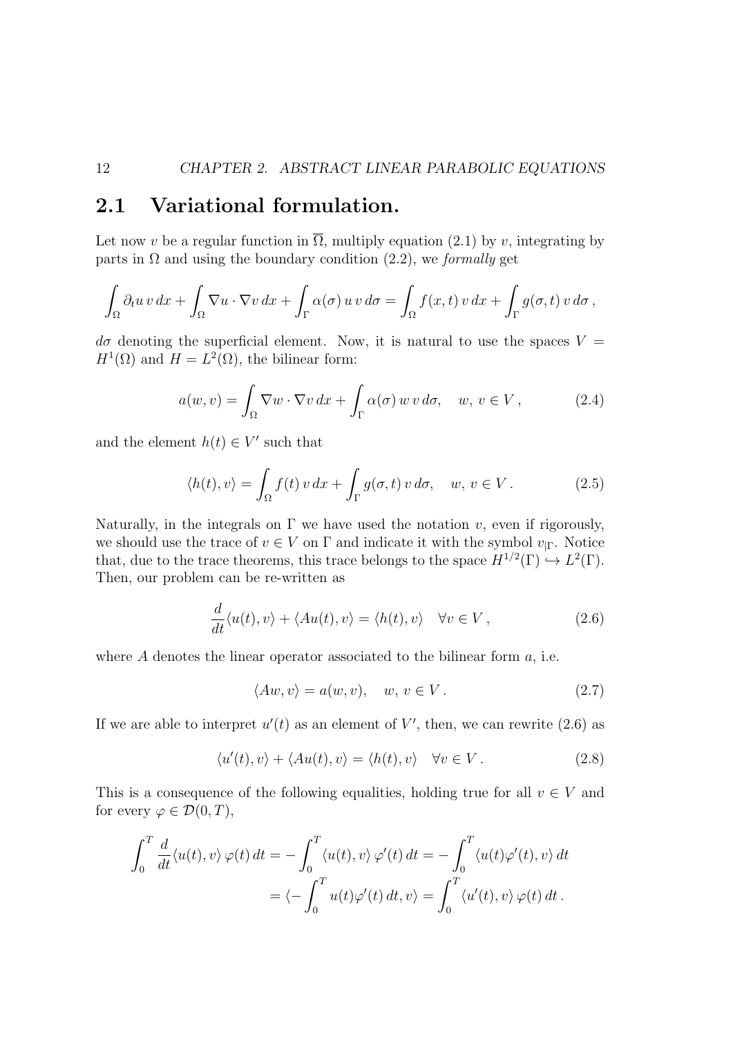## 2.1 Variational formulation.

Let now $v$ be a regular function in $\overline{\Omega}$, multiply equation (2.1) by $v$, integrating by parts in $\Omega$ and using the boundary condition (2.2), we *formally* get

$$\int_\Omega \partial_t u \, v \, dx + \int_\Omega \nabla u \cdot \nabla v \, dx + \int_\Gamma \alpha(\sigma) \, u \, v \, d\sigma = \int_\Omega f(x,t) \, v \, dx + \int_\Gamma g(\sigma,t) \, v \, d\sigma \,,$$

$d\sigma$ denoting the superficial element. Now, it is natural to use the spaces $V = H^1(\Omega)$ and $H = L^2(\Omega)$, the bilinear form:

$$a(w,v) = \int_\Omega \nabla w \cdot \nabla v \, dx + \int_\Gamma \alpha(\sigma) \, w \, v \, d\sigma, \quad w, \, v \in V \,, \tag{2.4}$$

and the element $h(t) \in V'$ such that

$$\langle h(t), v \rangle = \int_\Omega f(t) \, v \, dx + \int_\Gamma g(\sigma,t) \, v \, d\sigma, \quad w, \, v \in V \,. \tag{2.5}$$

Naturally, in the integrals on $\Gamma$ we have used the notation $v$, even if rigorously, we should use the trace of $v \in V$ on $\Gamma$ and indicate it with the symbol $v_{|\Gamma}$. Notice that, due to the trace theorems, this trace belongs to the space $H^{1/2}(\Gamma) \hookrightarrow L^2(\Gamma)$. Then, our problem can be re-written as

$$\frac{d}{dt}\langle u(t), v \rangle + \langle Au(t), v \rangle = \langle h(t), v \rangle \quad \forall v \in V \,, \tag{2.6}$$

where $A$ denotes the linear operator associated to the bilinear form $a$, i.e.

$$\langle Aw, v \rangle = a(w,v), \quad w, \, v \in V \,. \tag{2.7}$$

If we are able to interpret $u'(t)$ as an element of $V'$, then, we can rewrite (2.6) as

$$\langle u'(t), v \rangle + \langle Au(t), v \rangle = \langle h(t), v \rangle \quad \forall v \in V \,. \tag{2.8}$$

This is a consequence of the following equalities, holding true for all $v \in V$ and for every $\varphi \in \mathcal{D}(0,T)$,

$$\begin{aligned}
\int_0^T \frac{d}{dt}\langle u(t), v \rangle \, \varphi(t) \, dt &= -\int_0^T \langle u(t), v \rangle \, \varphi'(t) \, dt = -\int_0^T \langle u(t)\varphi'(t), v \rangle \, dt \\
&= \langle -\int_0^T u(t)\varphi'(t) \, dt, v \rangle = \int_0^T \langle u'(t), v \rangle \, \varphi(t) \, dt \,.
\end{aligned}$$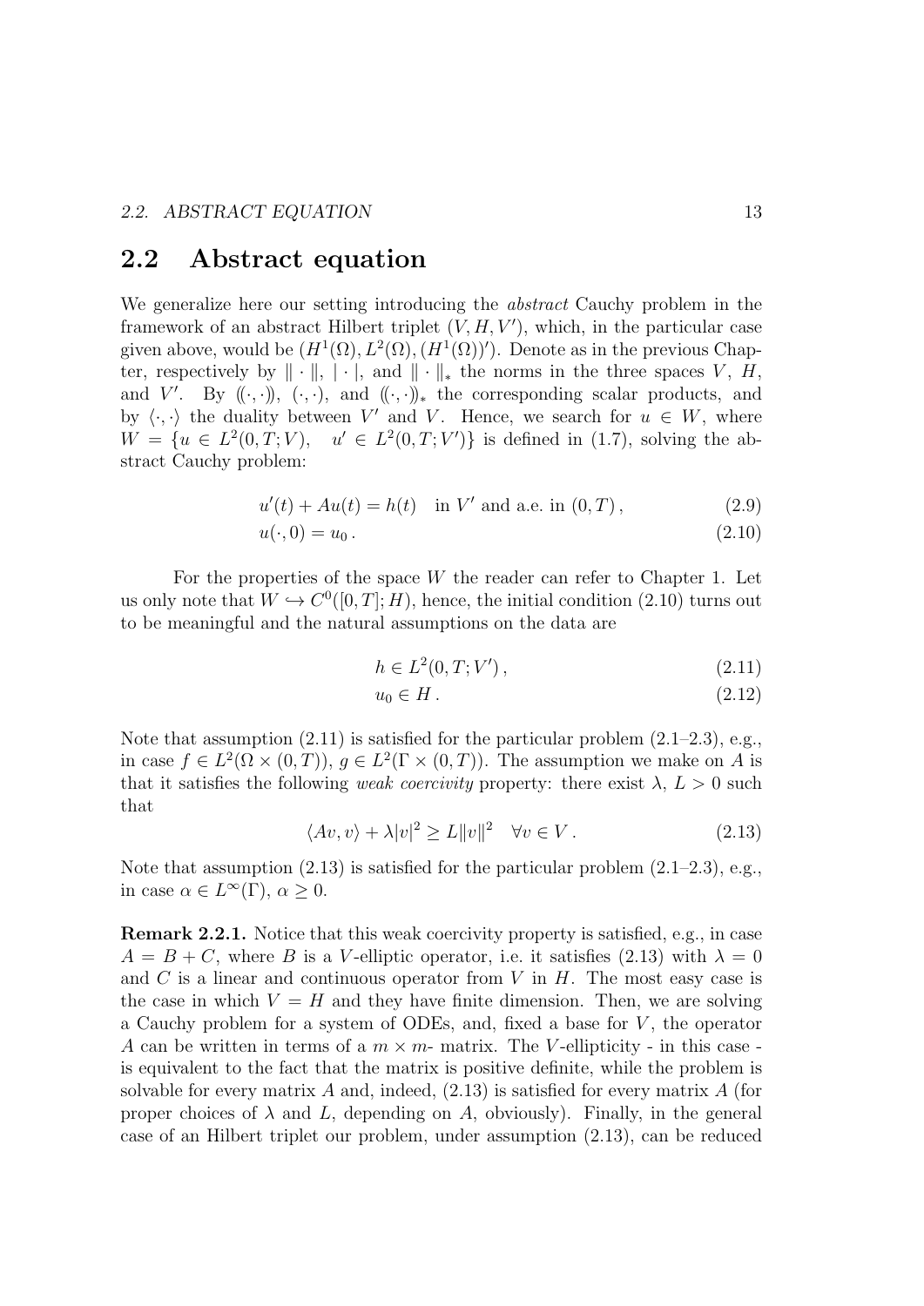## 2.2 Abstract equation

We generalize here our setting introducing the *abstract* Cauchy problem in the framework of an abstract Hilbert triplet $(V, H, V')$, which, in the particular case given above, would be $(H^1(\Omega), L^2(\Omega), (H^1(\Omega))')$. Denote as in the previous Chapter, respectively by $\|\cdot\|$, $|\cdot|$, and $\|\cdot\|_*$ the norms in the three spaces $V$, $H$, and $V'$. By $(\!(\cdot,\cdot)\!)$, $(\cdot,\cdot)$, and $(\!(\cdot,\cdot)\!)_*$ the corresponding scalar products, and by $\langle\cdot,\cdot\rangle$ the duality between $V'$ and $V$. Hence, we search for $u \in W$, where $W = \{u \in L^2(0,T;V), \quad u' \in L^2(0,T;V')\}$ is defined in (1.7), solving the abstract Cauchy problem:

$$u'(t) + Au(t) = h(t) \quad \text{in } V' \text{ and a.e. in } (0,T)\,, \tag{2.9}$$

$$u(\cdot,0) = u_0\,. \tag{2.10}$$

For the properties of the space $W$ the reader can refer to Chapter 1. Let us only note that $W \hookrightarrow C^0([0,T];H)$, hence, the initial condition (2.10) turns out to be meaningful and the natural assumptions on the data are

$$h \in L^2(0,T;V')\,, \tag{2.11}$$

$$u_0 \in H\,. \tag{2.12}$$

Note that assumption (2.11) is satisfied for the particular problem (2.1–2.3), e.g., in case $f \in L^2(\Omega \times (0,T))$, $g \in L^2(\Gamma \times (0,T))$. The assumption we make on $A$ is that it satisfies the following *weak coercivity* property: there exist $\lambda$, $L > 0$ such that

$$\langle Av, v\rangle + \lambda|v|^2 \geq L\|v\|^2 \quad \forall v \in V\,. \tag{2.13}$$

Note that assumption (2.13) is satisfied for the particular problem (2.1–2.3), e.g., in case $\alpha \in L^\infty(\Gamma)$, $\alpha \geq 0$.

**Remark 2.2.1.** Notice that this weak coercivity property is satisfied, e.g., in case $A = B + C$, where $B$ is a $V$-elliptic operator, i.e. it satisfies (2.13) with $\lambda = 0$ and $C$ is a linear and continuous operator from $V$ in $H$. The most easy case is the case in which $V = H$ and they have finite dimension. Then, we are solving a Cauchy problem for a system of ODEs, and, fixed a base for $V$, the operator $A$ can be written in terms of a $m \times m$- matrix. The $V$-ellipticity - in this case - is equivalent to the fact that the matrix is positive definite, while the problem is solvable for every matrix $A$ and, indeed, (2.13) is satisfied for every matrix $A$ (for proper choices of $\lambda$ and $L$, depending on $A$, obviously). Finally, in the general case of an Hilbert triplet our problem, under assumption (2.13), can be reduced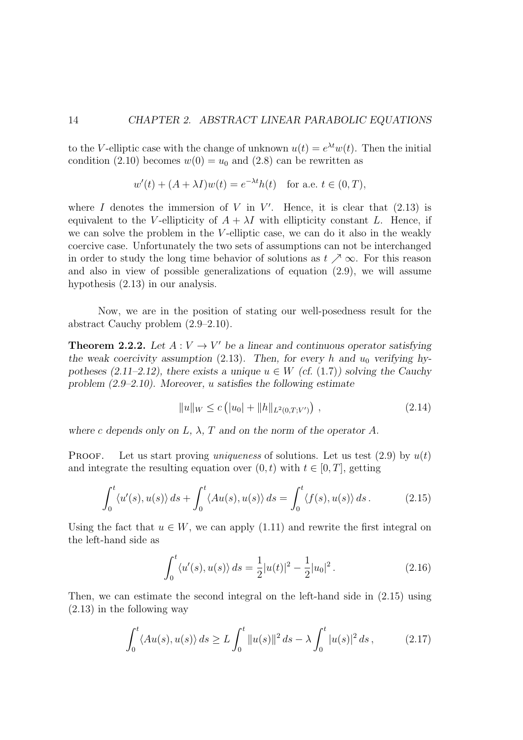to the $V$-elliptic case with the change of unknown $u(t) = e^{\lambda t} w(t)$. Then the initial condition (2.10) becomes $w(0) = u_0$ and (2.8) can be rewritten as

$$w'(t) + (A + \lambda I)w(t) = e^{-\lambda t} h(t) \quad \text{for a.e. } t \in (0, T),$$

where $I$ denotes the immersion of $V$ in $V'$. Hence, it is clear that (2.13) is equivalent to the $V$-ellipticity of $A + \lambda I$ with ellipticity constant $L$. Hence, if we can solve the problem in the $V$-elliptic case, we can do it also in the weakly coercive case. Unfortunately the two sets of assumptions can not be interchanged in order to study the long time behavior of solutions as $t \nearrow \infty$. For this reason and also in view of possible generalizations of equation (2.9), we will assume hypothesis (2.13) in our analysis.

Now, we are in the position of stating our well-posedness result for the abstract Cauchy problem (2.9–2.10).

**Theorem 2.2.2.** *Let $A : V \to V'$ be a linear and continuous operator satisfying the weak coercivity assumption* (2.13)*. Then, for every $h$ and $u_0$ verifying hypotheses (2.11–2.12), there exists a unique $u \in W$ (cf.* (1.7)*) solving the Cauchy problem (2.9–2.10). Moreover, $u$ satisfies the following estimate*

$$\|u\|_W \le c \left( |u_0| + \|h\|_{L^2(0,T;V')} \right) , \tag{2.14}$$

*where $c$ depends only on $L$, $\lambda$, $T$ and on the norm of the operator $A$.*

Proof. Let us start proving *uniqueness* of solutions. Let us test (2.9) by $u(t)$ and integrate the resulting equation over $(0, t)$ with $t \in [0, T]$, getting

$$\int_0^t \langle u'(s), u(s) \rangle \, ds + \int_0^t \langle Au(s), u(s) \rangle \, ds = \int_0^t \langle f(s), u(s) \rangle \, ds \, . \tag{2.15}$$

Using the fact that $u \in W$, we can apply (1.11) and rewrite the first integral on the left-hand side as

$$\int_0^t \langle u'(s), u(s) \rangle \, ds = \frac{1}{2} |u(t)|^2 - \frac{1}{2} |u_0|^2 \, . \tag{2.16}$$

Then, we can estimate the second integral on the left-hand side in (2.15) using (2.13) in the following way

$$\int_0^t \langle Au(s), u(s) \rangle \, ds \ge L \int_0^t \|u(s)\|^2 \, ds - \lambda \int_0^t |u(s)|^2 \, ds \, , \tag{2.17}$$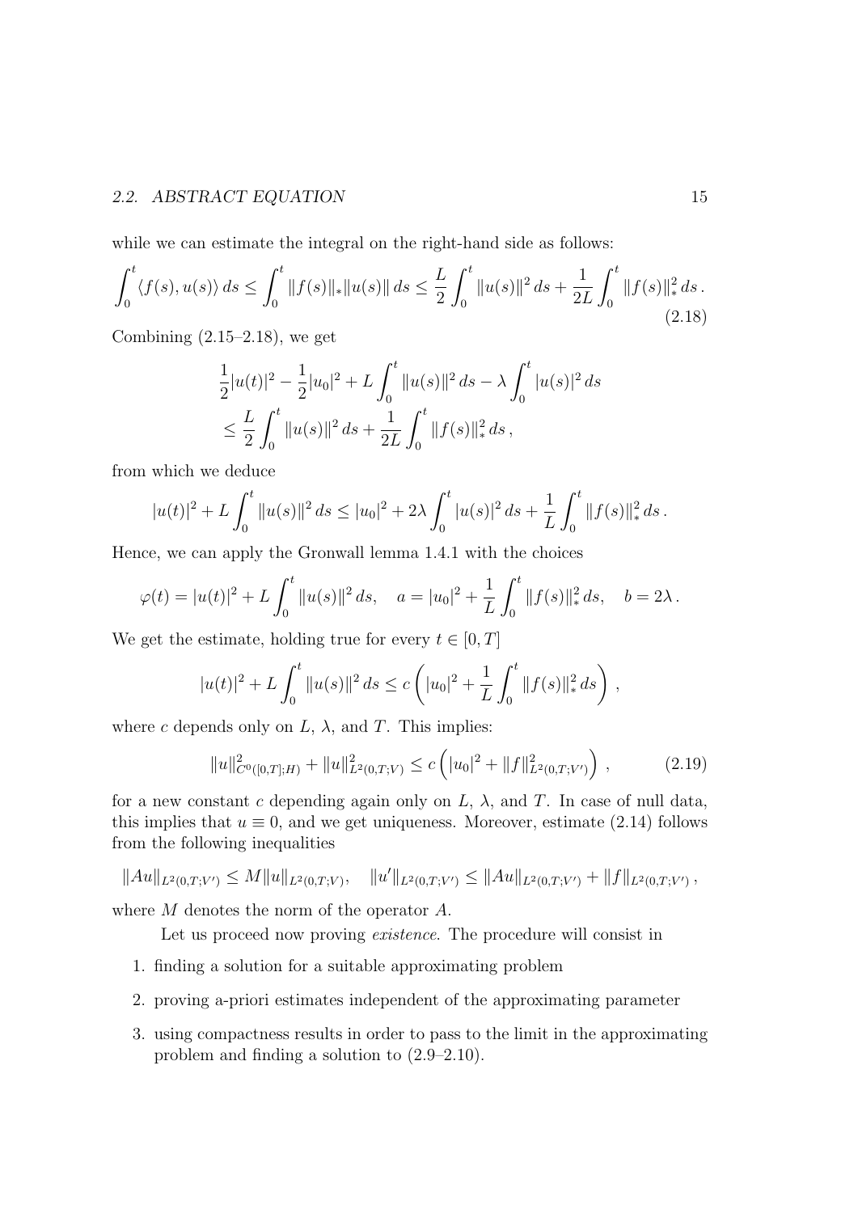while we can estimate the integral on the right-hand side as follows:

$$\int_0^t \langle f(s), u(s)\rangle \, ds \le \int_0^t \|f(s)\|_* \|u(s)\| \, ds \le \frac{L}{2}\int_0^t \|u(s)\|^2 \, ds + \frac{1}{2L}\int_0^t \|f(s)\|_*^2 \, ds \, . \tag{2.18}$$

Combining (2.15–2.18), we get

$$\begin{aligned} &\frac{1}{2}|u(t)|^2 - \frac{1}{2}|u_0|^2 + L\int_0^t \|u(s)\|^2 \, ds - \lambda \int_0^t |u(s)|^2 \, ds \\ &\le \frac{L}{2}\int_0^t \|u(s)\|^2 \, ds + \frac{1}{2L}\int_0^t \|f(s)\|_*^2 \, ds \, , \end{aligned}$$

from which we deduce

$$|u(t)|^2 + L\int_0^t \|u(s)\|^2 \, ds \le |u_0|^2 + 2\lambda \int_0^t |u(s)|^2 \, ds + \frac{1}{L}\int_0^t \|f(s)\|_*^2 \, ds \, .$$

Hence, we can apply the Gronwall lemma 1.4.1 with the choices

$$\varphi(t) = |u(t)|^2 + L\int_0^t \|u(s)\|^2 \, ds, \quad a = |u_0|^2 + \frac{1}{L}\int_0^t \|f(s)\|_*^2 \, ds, \quad b = 2\lambda \, .$$

We get the estimate, holding true for every $t \in [0,T]$

$$|u(t)|^2 + L\int_0^t \|u(s)\|^2 \, ds \le c\left(|u_0|^2 + \frac{1}{L}\int_0^t \|f(s)\|_*^2 \, ds\right) \, ,$$

where $c$ depends only on $L$, $\lambda$, and $T$. This implies:

$$\|u\|^2_{C^0([0,T];H)} + \|u\|^2_{L^2(0,T;V)} \le c\left(|u_0|^2 + \|f\|^2_{L^2(0,T;V')}\right) \, , \tag{2.19}$$

for a new constant $c$ depending again only on $L$, $\lambda$, and $T$. In case of null data, this implies that $u \equiv 0$, and we get uniqueness. Moreover, estimate (2.14) follows from the following inequalities

$$\|Au\|_{L^2(0,T;V')} \le M\|u\|_{L^2(0,T;V)}, \quad \|u'\|_{L^2(0,T;V')} \le \|Au\|_{L^2(0,T;V')} + \|f\|_{L^2(0,T;V')} \, ,$$

where $M$ denotes the norm of the operator $A$.

Let us proceed now proving *existence*. The procedure will consist in

1. finding a solution for a suitable approximating problem
2. proving a-priori estimates independent of the approximating parameter
3. using compactness results in order to pass to the limit in the approximating problem and finding a solution to (2.9–2.10).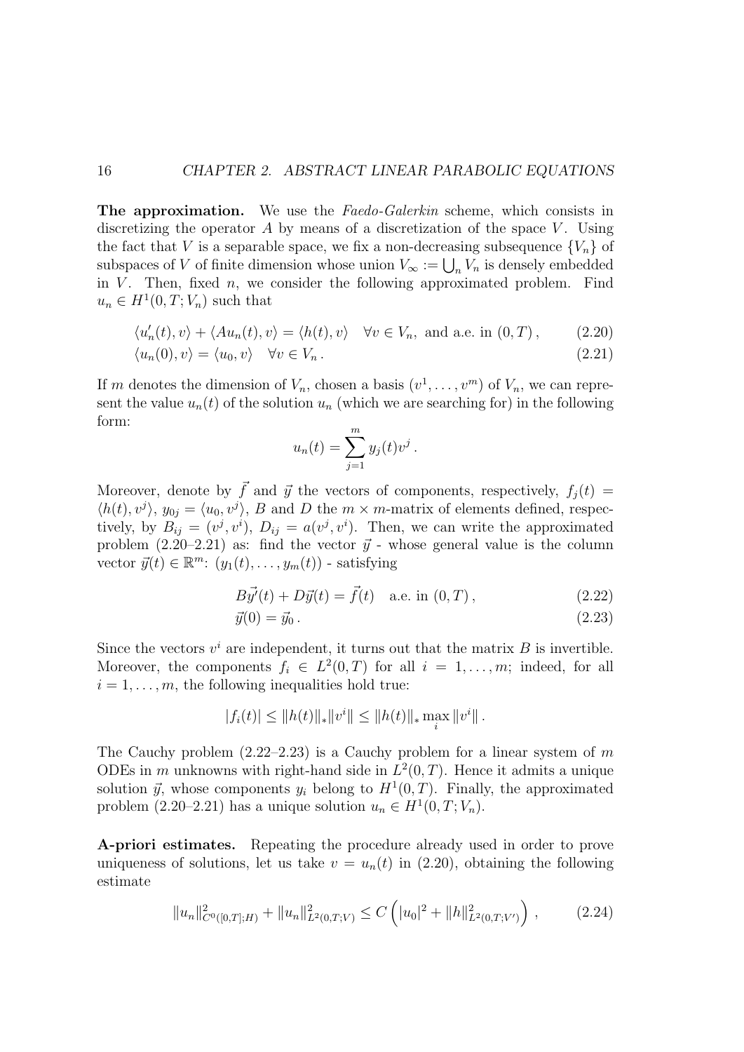**The approximation.** We use the *Faedo-Galerkin* scheme, which consists in discretizing the operator $A$ by means of a discretization of the space $V$. Using the fact that $V$ is a separable space, we fix a non-decreasing subsequence $\{V_n\}$ of subspaces of $V$ of finite dimension whose union $V_\infty := \bigcup_n V_n$ is densely embedded in $V$. Then, fixed $n$, we consider the following approximated problem. Find $u_n \in H^1(0,T;V_n)$ such that

$$\langle u_n'(t), v\rangle + \langle Au_n(t), v\rangle = \langle h(t), v\rangle \quad \forall v \in V_n, \text{ and a.e. in } (0,T)\,, \tag{2.20}$$

$$\langle u_n(0), v\rangle = \langle u_0, v\rangle \quad \forall v \in V_n\,. \tag{2.21}$$

If $m$ denotes the dimension of $V_n$, chosen a basis $(v^1, \ldots, v^m)$ of $V_n$, we can represent the value $u_n(t)$ of the solution $u_n$ (which we are searching for) in the following form:

$$u_n(t) = \sum_{j=1}^m y_j(t) v^j\,.$$

Moreover, denote by $\vec{f}$ and $\vec{y}$ the vectors of components, respectively, $f_j(t) = \langle h(t), v^j\rangle$, $y_{0j} = \langle u_0, v^j\rangle$, $B$ and $D$ the $m \times m$-matrix of elements defined, respectively, by $B_{ij} = (v^j, v^i)$, $D_{ij} = a(v^j, v^i)$. Then, we can write the approximated problem (2.20–2.21) as: find the vector $\vec{y}$ - whose general value is the column vector $\vec{y}(t) \in \mathbb{R}^m$: $(y_1(t), \ldots, y_m(t))$ - satisfying

$$B\vec{y'}(t) + D\vec{y}(t) = \vec{f}(t) \quad \text{a.e. in } (0,T)\,, \tag{2.22}$$

$$\vec{y}(0) = \vec{y}_0\,. \tag{2.23}$$

Since the vectors $v^i$ are independent, it turns out that the matrix $B$ is invertible. Moreover, the components $f_i \in L^2(0,T)$ for all $i = 1, \ldots, m$; indeed, for all $i = 1, \ldots, m$, the following inequalities hold true:

$$|f_i(t)| \le \|h(t)\|_* \|v^i\| \le \|h(t)\|_* \max_i \|v^i\|\,.$$

The Cauchy problem (2.22–2.23) is a Cauchy problem for a linear system of $m$ ODEs in $m$ unknowns with right-hand side in $L^2(0,T)$. Hence it admits a unique solution $\vec{y}$, whose components $y_i$ belong to $H^1(0,T)$. Finally, the approximated problem (2.20–2.21) has a unique solution $u_n \in H^1(0,T;V_n)$.

**A-priori estimates.** Repeating the procedure already used in order to prove uniqueness of solutions, let us take $v = u_n(t)$ in (2.20), obtaining the following estimate

$$\|u_n\|^2_{C^0([0,T];H)} + \|u_n\|^2_{L^2(0,T;V)} \le C\left(|u_0|^2 + \|h\|^2_{L^2(0,T;V')}\right)\,, \tag{2.24}$$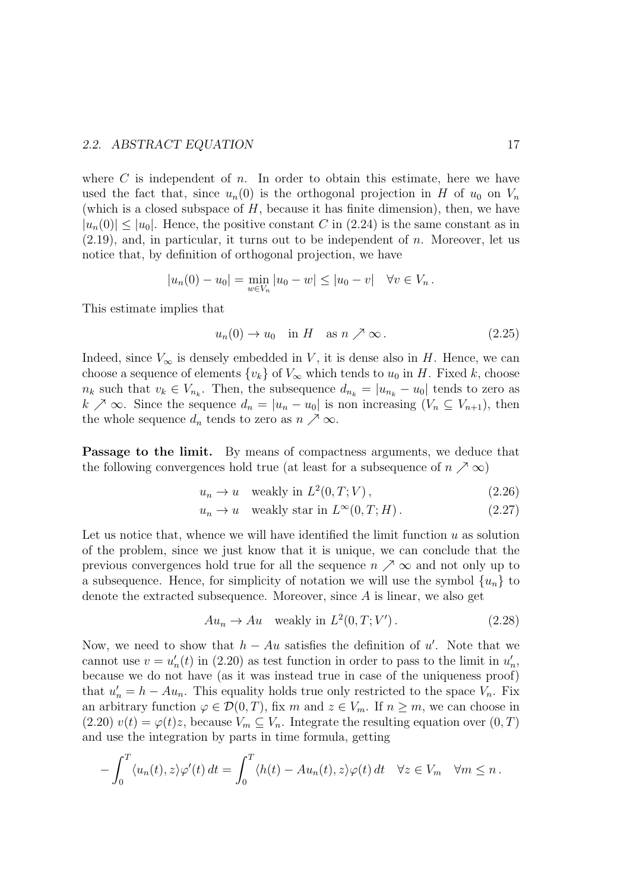where $C$ is independent of $n$. In order to obtain this estimate, here we have used the fact that, since $u_n(0)$ is the orthogonal projection in $H$ of $u_0$ on $V_n$ (which is a closed subspace of $H$, because it has finite dimension), then, we have $|u_n(0)| \leq |u_0|$. Hence, the positive constant $C$ in (2.24) is the same constant as in (2.19), and, in particular, it turns out to be independent of $n$. Moreover, let us notice that, by definition of orthogonal projection, we have

$$|u_n(0) - u_0| = \min_{w \in V_n} |u_0 - w| \leq |u_0 - v| \quad \forall v \in V_n \,.$$

This estimate implies that

$$u_n(0) \to u_0 \quad \text{in } H \quad \text{as } n \nearrow \infty \,. \tag{2.25}$$

Indeed, since $V_\infty$ is densely embedded in $V$, it is dense also in $H$. Hence, we can choose a sequence of elements $\{v_k\}$ of $V_\infty$ which tends to $u_0$ in $H$. Fixed $k$, choose $n_k$ such that $v_k \in V_{n_k}$. Then, the subsequence $d_{n_k} = |u_{n_k} - u_0|$ tends to zero as $k \nearrow \infty$. Since the sequence $d_n = |u_n - u_0|$ is non increasing ($V_n \subseteq V_{n+1}$), then the whole sequence $d_n$ tends to zero as $n \nearrow \infty$.

**Passage to the limit.** By means of compactness arguments, we deduce that the following convergences hold true (at least for a subsequence of $n \nearrow \infty$)

$$u_n \to u \quad \text{weakly in } L^2(0,T;V) \,, \tag{2.26}$$

$$u_n \to u \quad \text{weakly star in } L^\infty(0,T;H) \,. \tag{2.27}$$

Let us notice that, whence we will have identified the limit function $u$ as solution of the problem, since we just know that it is unique, we can conclude that the previous convergences hold true for all the sequence $n \nearrow \infty$ and not only up to a subsequence. Hence, for simplicity of notation we will use the symbol $\{u_n\}$ to denote the extracted subsequence. Moreover, since $A$ is linear, we also get

$$Au_n \to Au \quad \text{weakly in } L^2(0,T;V') \,. \tag{2.28}$$

Now, we need to show that $h - Au$ satisfies the definition of $u'$. Note that we cannot use $v = u_n'(t)$ in (2.20) as test function in order to pass to the limit in $u_n'$, because we do not have (as it was instead true in case of the uniqueness proof) that $u_n' = h - Au_n$. This equality holds true only restricted to the space $V_n$. Fix an arbitrary function $\varphi \in \mathcal{D}(0,T)$, fix $m$ and $z \in V_m$. If $n \geq m$, we can choose in (2.20) $v(t) = \varphi(t)z$, because $V_m \subseteq V_n$. Integrate the resulting equation over $(0,T)$ and use the integration by parts in time formula, getting

$$-\int_0^T \langle u_n(t), z \rangle \varphi'(t) \, dt = \int_0^T \langle h(t) - Au_n(t), z \rangle \varphi(t) \, dt \quad \forall z \in V_m \quad \forall m \leq n \,.$$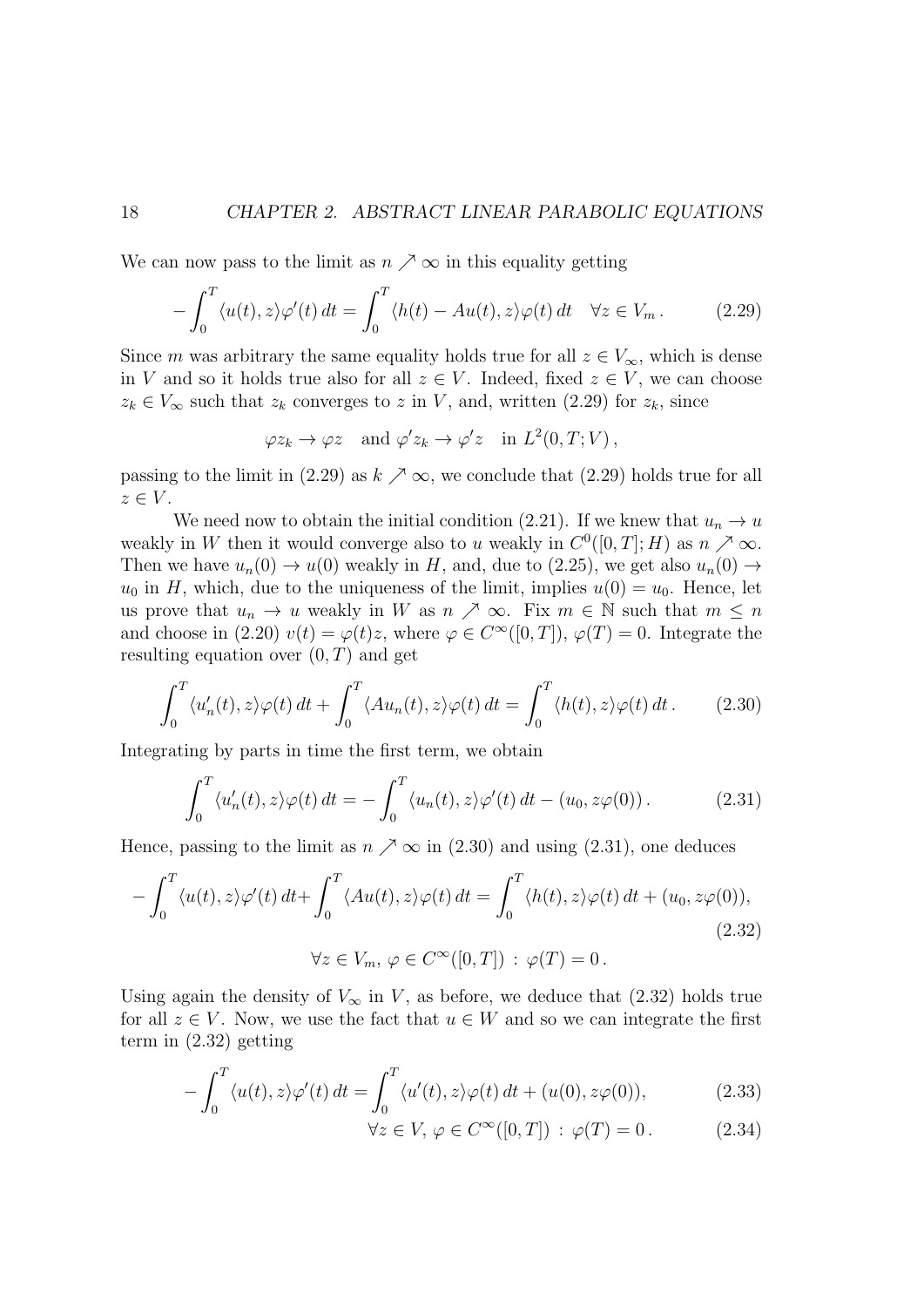We can now pass to the limit as $n \nearrow \infty$ in this equality getting

$$
-\int_0^T \langle u(t), z\rangle \varphi'(t)\, dt = \int_0^T \langle h(t) - Au(t), z\rangle \varphi(t)\, dt \quad \forall z \in V_m\,. \tag{2.29}
$$

Since $m$ was arbitrary the same equality holds true for all $z \in V_\infty$, which is dense in $V$ and so it holds true also for all $z \in V$. Indeed, fixed $z \in V$, we can choose $z_k \in V_\infty$ such that $z_k$ converges to $z$ in $V$, and, written (2.29) for $z_k$, since

$$
\varphi z_k \to \varphi z \quad \text{and } \varphi' z_k \to \varphi' z \quad \text{in } L^2(0,T;V)\,,
$$

passing to the limit in (2.29) as $k \nearrow \infty$, we conclude that (2.29) holds true for all $z \in V$.

We need now to obtain the initial condition (2.21). If we knew that $u_n \to u$ weakly in $W$ then it would converge also to $u$ weakly in $C^0([0,T];H)$ as $n \nearrow \infty$. Then we have $u_n(0) \to u(0)$ weakly in $H$, and, due to (2.25), we get also $u_n(0) \to u_0$ in $H$, which, due to the uniqueness of the limit, implies $u(0) = u_0$. Hence, let us prove that $u_n \to u$ weakly in $W$ as $n \nearrow \infty$. Fix $m \in \mathbb{N}$ such that $m \leq n$ and choose in (2.20) $v(t) = \varphi(t) z$, where $\varphi \in C^\infty([0,T])$, $\varphi(T) = 0$. Integrate the resulting equation over $(0,T)$ and get

$$
\int_0^T \langle u_n'(t), z\rangle \varphi(t)\, dt + \int_0^T \langle Au_n(t), z\rangle \varphi(t)\, dt = \int_0^T \langle h(t), z\rangle \varphi(t)\, dt\,. \tag{2.30}
$$

Integrating by parts in time the first term, we obtain

$$
\int_0^T \langle u_n'(t), z\rangle \varphi(t)\, dt = -\int_0^T \langle u_n(t), z\rangle \varphi'(t)\, dt - (u_0, z\varphi(0))\,. \tag{2.31}
$$

Hence, passing to the limit as $n \nearrow \infty$ in (2.30) and using (2.31), one deduces

$$
-\int_0^T \langle u(t), z\rangle \varphi'(t)\, dt + \int_0^T \langle Au(t), z\rangle \varphi(t)\, dt = \int_0^T \langle h(t), z\rangle \varphi(t)\, dt + (u_0, z\varphi(0)), \tag{2.32}
$$

$$
\forall z \in V_m,\ \varphi \in C^\infty([0,T]) \,:\, \varphi(T) = 0\,.
$$

Using again the density of $V_\infty$ in $V$, as before, we deduce that (2.32) holds true for all $z \in V$. Now, we use the fact that $u \in W$ and so we can integrate the first term in (2.32) getting

$$
-\int_0^T \langle u(t), z\rangle \varphi'(t)\, dt = \int_0^T \langle u'(t), z\rangle \varphi(t)\, dt + (u(0), z\varphi(0)), \tag{2.33}
$$

$$
\forall z \in V,\ \varphi \in C^\infty([0,T]) \,:\, \varphi(T) = 0\,. \tag{2.34}
$$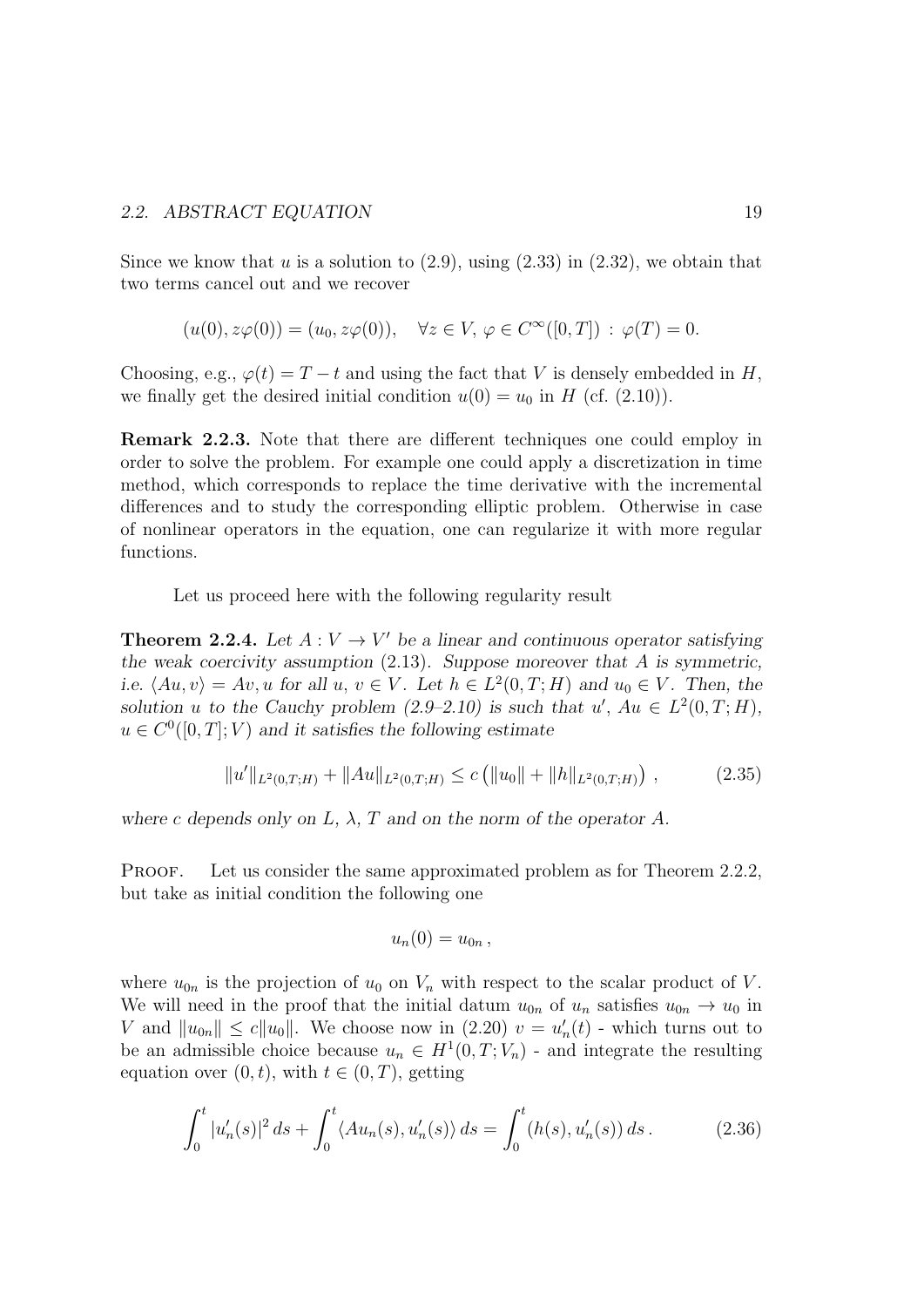Since we know that $u$ is a solution to (2.9), using (2.33) in (2.32), we obtain that two terms cancel out and we recover

$$(u(0), z\varphi(0)) = (u_0, z\varphi(0)), \quad \forall z \in V,\ \varphi \in C^\infty([0,T]) \,:\, \varphi(T) = 0.$$

Choosing, e.g., $\varphi(t) = T - t$ and using the fact that $V$ is densely embedded in $H$, we finally get the desired initial condition $u(0) = u_0$ in $H$ (cf. (2.10)).

**Remark 2.2.3.** Note that there are different techniques one could employ in order to solve the problem. For example one could apply a discretization in time method, which corresponds to replace the time derivative with the incremental differences and to study the corresponding elliptic problem. Otherwise in case of nonlinear operators in the equation, one can regularize it with more regular functions.

Let us proceed here with the following regularity result

**Theorem 2.2.4.** *Let $A : V \to V'$ be a linear and continuous operator satisfying the weak coercivity assumption* (2.13). *Suppose moreover that $A$ is symmetric, i.e. $\langle Au, v\rangle = Av, u$ for all $u$, $v \in V$. Let $h \in L^2(0,T;H)$ and $u_0 \in V$. Then, the solution $u$ to the Cauchy problem (2.9–2.10) is such that $u'$, $Au \in L^2(0,T;H)$, $u \in C^0([0,T];V)$ and it satisfies the following estimate*

$$\|u'\|_{L^2(0,T;H)} + \|Au\|_{L^2(0,T;H)} \le c\left(\|u_0\| + \|h\|_{L^2(0,T;H)}\right), \tag{2.35}$$

*where $c$ depends only on $L$, $\lambda$, $T$ and on the norm of the operator $A$.*

Proof. Let us consider the same approximated problem as for Theorem 2.2.2, but take as initial condition the following one

$$u_n(0) = u_{0n}\,,$$

where $u_{0n}$ is the projection of $u_0$ on $V_n$ with respect to the scalar product of $V$. We will need in the proof that the initial datum $u_{0n}$ of $u_n$ satisfies $u_{0n} \to u_0$ in $V$ and $\|u_{0n}\| \le c\|u_0\|$. We choose now in (2.20) $v = u_n'(t)$ - which turns out to be an admissible choice because $u_n \in H^1(0,T;V_n)$ - and integrate the resulting equation over $(0,t)$, with $t \in (0,T)$, getting

$$\int_0^t |u_n'(s)|^2\,ds + \int_0^t \langle Au_n(s), u_n'(s)\rangle\,ds = \int_0^t (h(s), u_n'(s))\,ds\,. \tag{2.36}$$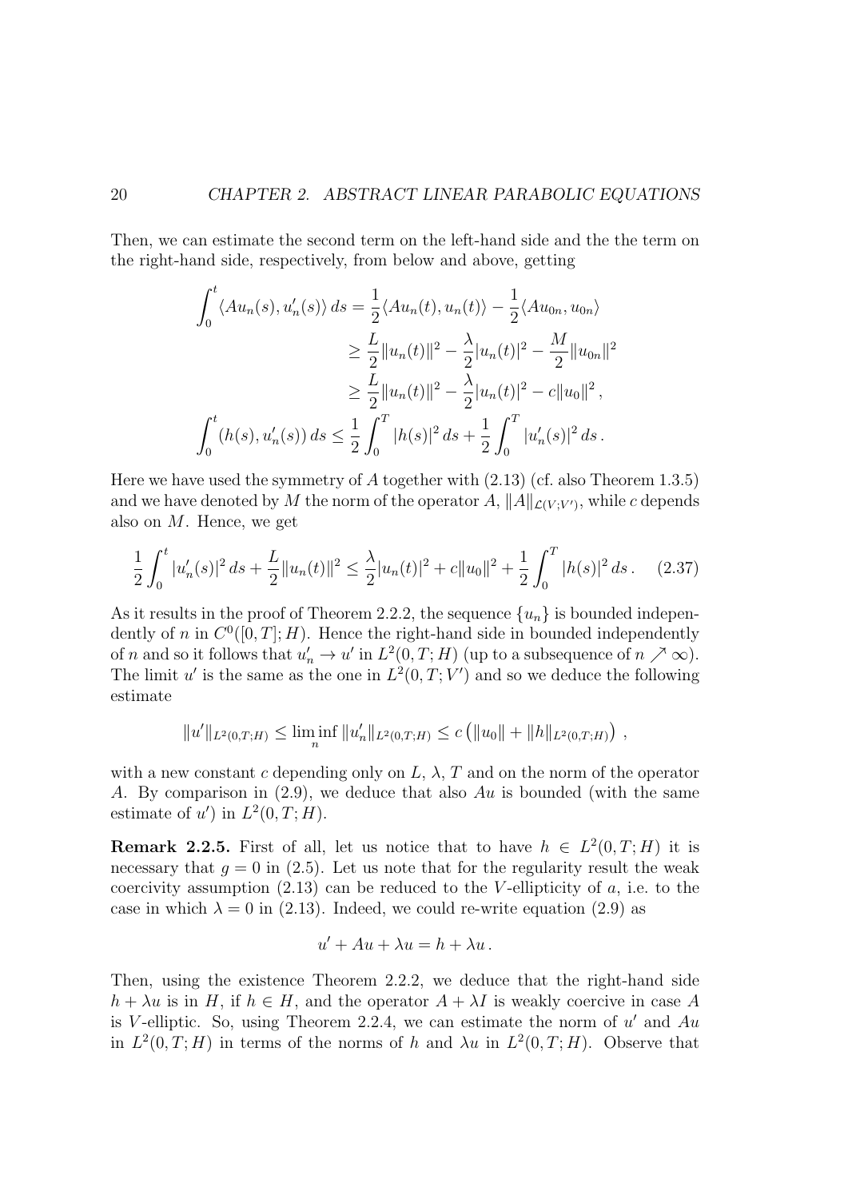Then, we can estimate the second term on the left-hand side and the the term on the right-hand side, respectively, from below and above, getting

$$
\begin{aligned}
\int_0^t \langle Au_n(s), u_n'(s)\rangle\, ds &= \frac{1}{2}\langle Au_n(t), u_n(t)\rangle - \frac{1}{2}\langle Au_{0n}, u_{0n}\rangle \\
&\geq \frac{L}{2}\|u_n(t)\|^2 - \frac{\lambda}{2}|u_n(t)|^2 - \frac{M}{2}\|u_{0n}\|^2 \\
&\geq \frac{L}{2}\|u_n(t)\|^2 - \frac{\lambda}{2}|u_n(t)|^2 - c\|u_0\|^2\,, \\
\int_0^t (h(s), u_n'(s))\, ds &\leq \frac{1}{2}\int_0^T |h(s)|^2\, ds + \frac{1}{2}\int_0^T |u_n'(s)|^2\, ds\,.
\end{aligned}
$$

Here we have used the symmetry of $A$ together with (2.13) (cf. also Theorem 1.3.5) and we have denoted by $M$ the norm of the operator $A$, $\|A\|_{\mathcal{L}(V;V')}$, while $c$ depends also on $M$. Hence, we get

$$
\frac{1}{2}\int_0^t |u_n'(s)|^2\, ds + \frac{L}{2}\|u_n(t)\|^2 \leq \frac{\lambda}{2}|u_n(t)|^2 + c\|u_0\|^2 + \frac{1}{2}\int_0^T |h(s)|^2\, ds\,. \qquad (2.37)
$$

As it results in the proof of Theorem 2.2.2, the sequence $\{u_n\}$ is bounded independently of $n$ in $C^0([0,T];H)$. Hence the right-hand side in bounded independently of $n$ and so it follows that $u_n' \to u'$ in $L^2(0,T;H)$ (up to a subsequence of $n \nearrow \infty$). The limit $u'$ is the same as the one in $L^2(0,T;V')$ and so we deduce the following estimate

$$
\|u'\|_{L^2(0,T;H)} \leq \liminf_n \|u_n'\|_{L^2(0,T;H)} \leq c\left(\|u_0\| + \|h\|_{L^2(0,T;H)}\right)\,,
$$

with a new constant $c$ depending only on $L$, $\lambda$, $T$ and on the norm of the operator $A$. By comparison in (2.9), we deduce that also $Au$ is bounded (with the same estimate of $u'$) in $L^2(0,T;H)$.

**Remark 2.2.5.** First of all, let us notice that to have $h \in L^2(0,T;H)$ it is necessary that $g = 0$ in (2.5). Let us note that for the regularity result the weak coercivity assumption (2.13) can be reduced to the $V$-ellipticity of $a$, i.e. to the case in which $\lambda = 0$ in (2.13). Indeed, we could re-write equation (2.9) as

$$
u' + Au + \lambda u = h + \lambda u\,.
$$

Then, using the existence Theorem 2.2.2, we deduce that the right-hand side $h + \lambda u$ is in $H$, if $h \in H$, and the operator $A + \lambda I$ is weakly coercive in case $A$ is $V$-elliptic. So, using Theorem 2.2.4, we can estimate the norm of $u'$ and $Au$ in $L^2(0,T;H)$ in terms of the norms of $h$ and $\lambda u$ in $L^2(0,T;H)$. Observe that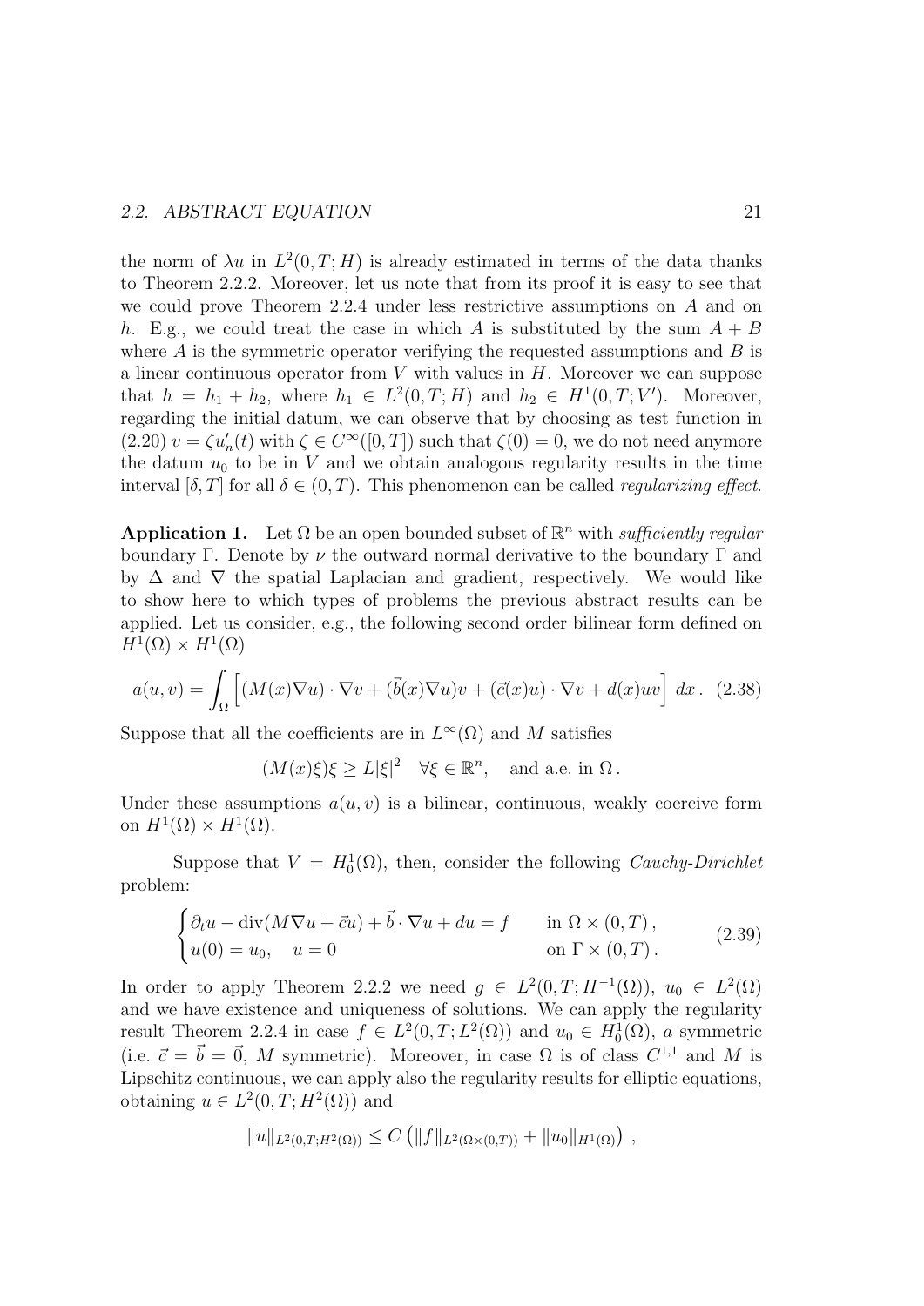the norm of $\lambda u$ in $L^2(0,T;H)$ is already estimated in terms of the data thanks to Theorem 2.2.2. Moreover, let us note that from its proof it is easy to see that we could prove Theorem 2.2.4 under less restrictive assumptions on $A$ and on $h$. E.g., we could treat the case in which $A$ is substituted by the sum $A + B$ where $A$ is the symmetric operator verifying the requested assumptions and $B$ is a linear continuous operator from $V$ with values in $H$. Moreover we can suppose that $h = h_1 + h_2$, where $h_1 \in L^2(0,T;H)$ and $h_2 \in H^1(0,T;V')$. Moreover, regarding the initial datum, we can observe that by choosing as test function in (2.20) $v = \zeta u_n'(t)$ with $\zeta \in C^\infty([0,T])$ such that $\zeta(0) = 0$, we do not need anymore the datum $u_0$ to be in $V$ and we obtain analogous regularity results in the time interval $[\delta, T]$ for all $\delta \in (0,T)$. This phenomenon can be called *regularizing effect*.

**Application 1.** Let $\Omega$ be an open bounded subset of $\mathbb{R}^n$ with *sufficiently regular* boundary $\Gamma$. Denote by $\nu$ the outward normal derivative to the boundary $\Gamma$ and by $\Delta$ and $\nabla$ the spatial Laplacian and gradient, respectively. We would like to show here to which types of problems the previous abstract results can be applied. Let us consider, e.g., the following second order bilinear form defined on $H^1(\Omega) \times H^1(\Omega)$

$$a(u,v) = \int_\Omega \Big[ (M(x)\nabla u)\cdot \nabla v + (\vec{b}(x)\nabla u) v + (\vec{c}(x) u)\cdot \nabla v + d(x) u v \Big] \, dx \, . \quad (2.38)$$

Suppose that all the coefficients are in $L^\infty(\Omega)$ and $M$ satisfies

$$(M(x)\xi)\xi \geq L|\xi|^2 \quad \forall \xi \in \mathbb{R}^n, \quad \text{and a.e. in } \Omega \, .$$

Under these assumptions $a(u,v)$ is a bilinear, continuous, weakly coercive form on $H^1(\Omega) \times H^1(\Omega)$.

Suppose that $V = H^1_0(\Omega)$, then, consider the following *Cauchy-Dirichlet* problem:

$$\begin{cases} \partial_t u - \operatorname{div}(M\nabla u + \vec{c} u) + \vec{b}\cdot \nabla u + du = f & \text{in } \Omega \times (0,T)\, , \\ u(0) = u_0, \quad u = 0 & \text{on } \Gamma \times (0,T)\, . \end{cases} \quad (2.39)$$

In order to apply Theorem 2.2.2 we need $g \in L^2(0,T;H^{-1}(\Omega))$, $u_0 \in L^2(\Omega)$ and we have existence and uniqueness of solutions. We can apply the regularity result Theorem 2.2.4 in case $f \in L^2(0,T;L^2(\Omega))$ and $u_0 \in H^1_0(\Omega)$, $a$ symmetric (i.e. $\vec{c} = \vec{b} = \vec{0}$, $M$ symmetric). Moreover, in case $\Omega$ is of class $C^{1,1}$ and $M$ is Lipschitz continuous, we can apply also the regularity results for elliptic equations, obtaining $u \in L^2(0,T;H^2(\Omega))$ and

$$\|u\|_{L^2(0,T;H^2(\Omega))} \leq C \left( \|f\|_{L^2(\Omega\times(0,T))} + \|u_0\|_{H^1(\Omega)} \right) \, ,$$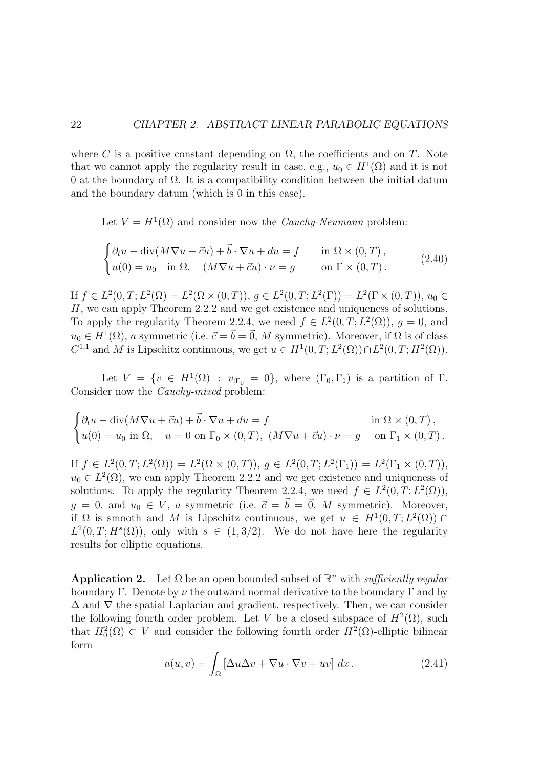where $C$ is a positive constant depending on $\Omega$, the coefficients and on $T$. Note that we cannot apply the regularity result in case, e.g., $u_0 \in H^1(\Omega)$ and it is not 0 at the boundary of $\Omega$. It is a compatibility condition between the initial datum and the boundary datum (which is 0 in this case).

Let $V = H^1(\Omega)$ and consider now the *Cauchy-Neumann* problem:

$$\begin{cases} \partial_t u - \operatorname{div}(M\nabla u + \vec{c}u) + \vec{b} \cdot \nabla u + du = f & \text{in } \Omega \times (0,T)\,, \\ u(0) = u_0 \quad \text{in } \Omega, \quad (M\nabla u + \vec{c}u) \cdot \nu = g & \text{on } \Gamma \times (0,T)\,. \end{cases} \tag{2.40}$$

If $f \in L^2(0,T;L^2(\Omega) = L^2(\Omega \times (0,T))$, $g \in L^2(0,T;L^2(\Gamma)) = L^2(\Gamma \times (0,T))$, $u_0 \in H$, we can apply Theorem 2.2.2 and we get existence and uniqueness of solutions. To apply the regularity Theorem 2.2.4, we need $f \in L^2(0,T;L^2(\Omega))$, $g = 0$, and $u_0 \in H^1(\Omega)$, $a$ symmetric (i.e. $\vec{c} = \vec{b} = \vec{0}$, $M$ symmetric). Moreover, if $\Omega$ is of class $C^{1,1}$ and $M$ is Lipschitz continuous, we get $u \in H^1(0,T;L^2(\Omega)) \cap L^2(0,T;H^2(\Omega))$.

Let $V = \{v \in H^1(\Omega) \,:\, v_{|\Gamma_0} = 0\}$, where $(\Gamma_0, \Gamma_1)$ is a partition of $\Gamma$. Consider now the *Cauchy-mixed* problem:

$$\begin{cases} \partial_t u - \operatorname{div}(M\nabla u + \vec{c}u) + \vec{b} \cdot \nabla u + du = f & \text{in } \Omega \times (0,T)\,, \\ u(0) = u_0 \text{ in } \Omega, \quad u = 0 \text{ on } \Gamma_0 \times (0,T), \ (M\nabla u + \vec{c}u) \cdot \nu = g & \text{on } \Gamma_1 \times (0,T)\,. \end{cases}$$

If $f \in L^2(0,T;L^2(\Omega)) = L^2(\Omega \times (0,T))$, $g \in L^2(0,T;L^2(\Gamma_1)) = L^2(\Gamma_1 \times (0,T))$, $u_0 \in L^2(\Omega)$, we can apply Theorem 2.2.2 and we get existence and uniqueness of solutions. To apply the regularity Theorem 2.2.4, we need $f \in L^2(0,T;L^2(\Omega))$, $g = 0$, and $u_0 \in V$, $a$ symmetric (i.e. $\vec{c} = \vec{b} = \vec{0}$, $M$ symmetric). Moreover, if $\Omega$ is smooth and $M$ is Lipschitz continuous, we get $u \in H^1(0,T;L^2(\Omega)) \cap L^2(0,T;H^s(\Omega))$, only with $s \in (1,3/2)$. We do not have here the regularity results for elliptic equations.

**Application 2.** Let $\Omega$ be an open bounded subset of $\mathbb{R}^n$ with *sufficiently regular* boundary $\Gamma$. Denote by $\nu$ the outward normal derivative to the boundary $\Gamma$ and by $\Delta$ and $\nabla$ the spatial Laplacian and gradient, respectively. Then, we can consider the following fourth order problem. Let $V$ be a closed subspace of $H^2(\Omega)$, such that $H^2_0(\Omega) \subset V$ and consider the following fourth order $H^2(\Omega)$-elliptic bilinear form

$$a(u,v) = \int_\Omega \left[\Delta u \Delta v + \nabla u \cdot \nabla v + uv\right] \, dx\,. \tag{2.41}$$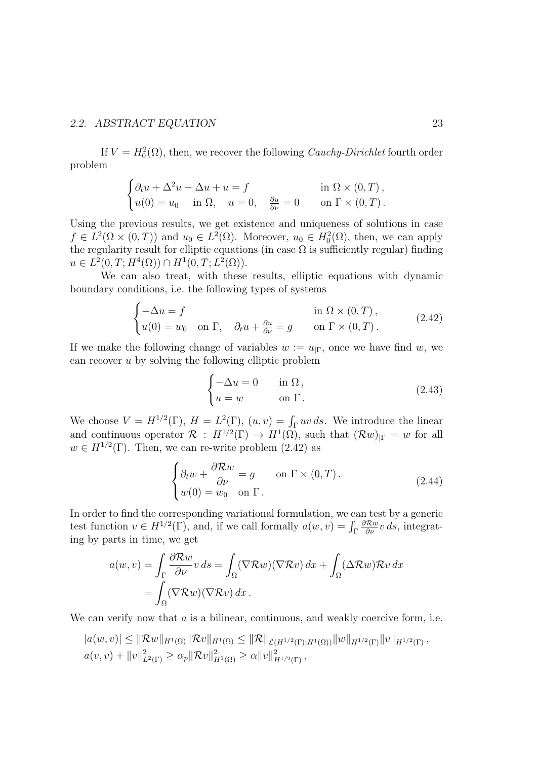If $V = H_0^2(\Omega)$, then, we recover the following *Cauchy-Dirichlet* fourth order problem

$$\begin{cases} \partial_t u + \Delta^2 u - \Delta u + u = f & \text{in } \Omega \times (0,T)\,, \\ u(0) = u_0 \quad \text{in } \Omega, \quad u = 0, \quad \frac{\partial u}{\partial \nu} = 0 & \text{on } \Gamma \times (0,T)\,. \end{cases}$$

Using the previous results, we get existence and uniqueness of solutions in case $f \in L^2(\Omega \times (0,T))$ and $u_0 \in L^2(\Omega)$. Moreover, $u_0 \in H_0^2(\Omega)$, then, we can apply the regularity result for elliptic equations (in case $\Omega$ is sufficiently regular) finding $u \in L^2(0,T;H^4(\Omega)) \cap H^1(0,T;L^2(\Omega))$.

We can also treat, with these results, elliptic equations with dynamic boundary conditions, i.e. the following types of systems

$$\begin{cases} -\Delta u = f & \text{in } \Omega \times (0,T)\,, \\ u(0) = w_0 \quad \text{on } \Gamma, \quad \partial_t u + \frac{\partial u}{\partial \nu} = g & \text{on } \Gamma \times (0,T)\,. \end{cases} \tag{2.42}$$

If we make the following change of variables $w := u_{|\Gamma}$, once we have find $w$, we can recover $u$ by solving the following elliptic problem

$$\begin{cases} -\Delta u = 0 & \text{in } \Omega\,, \\ u = w & \text{on } \Gamma\,. \end{cases} \tag{2.43}$$

We choose $V = H^{1/2}(\Gamma)$, $H = L^2(\Gamma)$, $(u,v) = \int_\Gamma uv\,ds$. We introduce the linear and continuous operator $\mathcal{R} : H^{1/2}(\Gamma) \to H^1(\Omega)$, such that $(\mathcal{R}w)_{|\Gamma} = w$ for all $w \in H^{1/2}(\Gamma)$. Then, we can re-write problem (2.42) as

$$\begin{cases} \partial_t w + \dfrac{\partial \mathcal{R} w}{\partial \nu} = g & \text{on } \Gamma \times (0,T)\,, \\ w(0) = w_0 \quad \text{on } \Gamma\,. \end{cases} \tag{2.44}$$

In order to find the corresponding variational formulation, we can test by a generic test function $v \in H^{1/2}(\Gamma)$, and, if we call formally $a(w,v) = \int_\Gamma \frac{\partial \mathcal{R}w}{\partial \nu} v\,ds$, integrating by parts in time, we get

$$\begin{aligned} a(w,v) &= \int_\Gamma \frac{\partial \mathcal{R}w}{\partial \nu} v\,ds = \int_\Omega (\nabla \mathcal{R}w)(\nabla \mathcal{R}v)\,dx + \int_\Omega (\Delta \mathcal{R}w)\mathcal{R}v\,dx \\ &= \int_\Omega (\nabla \mathcal{R}w)(\nabla \mathcal{R}v)\,dx\,. \end{aligned}$$

We can verify now that $a$ is a bilinear, continuous, and weakly coercive form, i.e.

$$\begin{aligned} &|a(w,v)| \le \|\mathcal{R}w\|_{H^1(\Omega)} \|\mathcal{R}v\|_{H^1(\Omega)} \le \|\mathcal{R}\|_{\mathcal{L}(H^{1/2}(\Gamma);H^1(\Omega))} \|w\|_{H^{1/2}(\Gamma)} \|v\|_{H^{1/2}(\Gamma)}\,, \\ &a(v,v) + \|v\|^2_{L^2(\Gamma)} \ge \alpha_p \|\mathcal{R}v\|^2_{H^1(\Omega)} \ge \alpha \|v\|^2_{H^{1/2}(\Gamma)}\,, \end{aligned}$$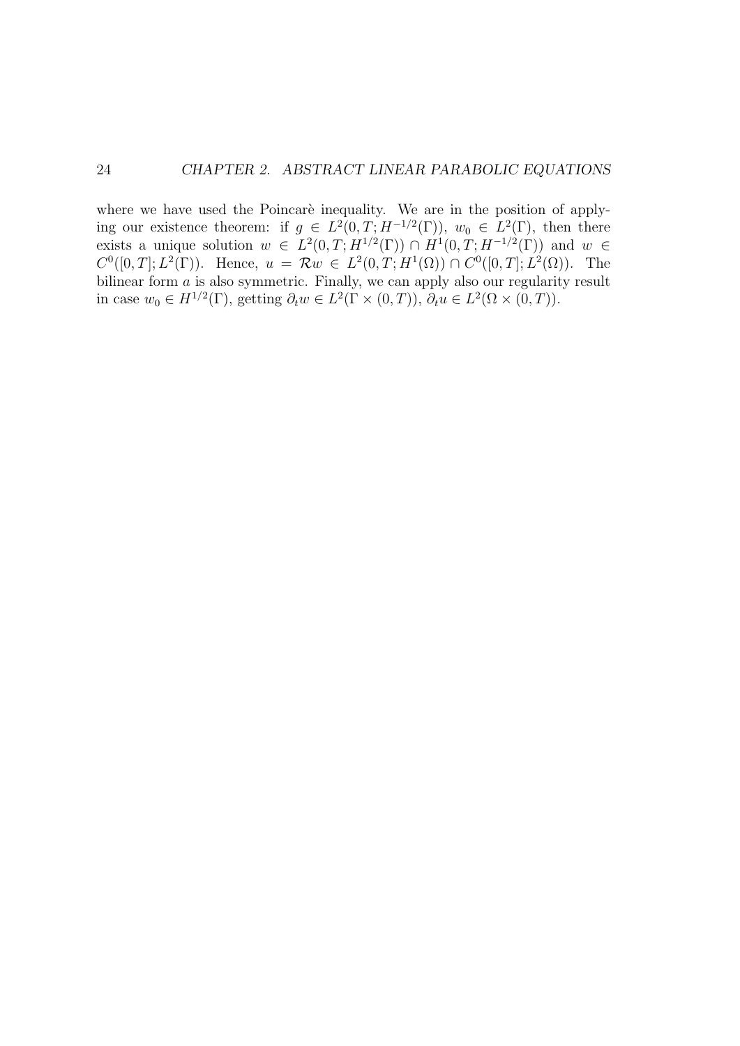where we have used the Poincarè inequality. We are in the position of applying our existence theorem: if $g \in L^2(0,T;H^{-1/2}(\Gamma))$, $w_0 \in L^2(\Gamma)$, then there exists a unique solution $w \in L^2(0,T;H^{1/2}(\Gamma)) \cap H^1(0,T;H^{-1/2}(\Gamma))$ and $w \in C^0([0,T];L^2(\Gamma))$. Hence, $u = \mathcal{R}w \in L^2(0,T;H^1(\Omega)) \cap C^0([0,T];L^2(\Omega))$. The bilinear form $a$ is also symmetric. Finally, we can apply also our regularity result in case $w_0 \in H^{1/2}(\Gamma)$, getting $\partial_t w \in L^2(\Gamma \times (0,T))$, $\partial_t u \in L^2(\Omega \times (0,T))$.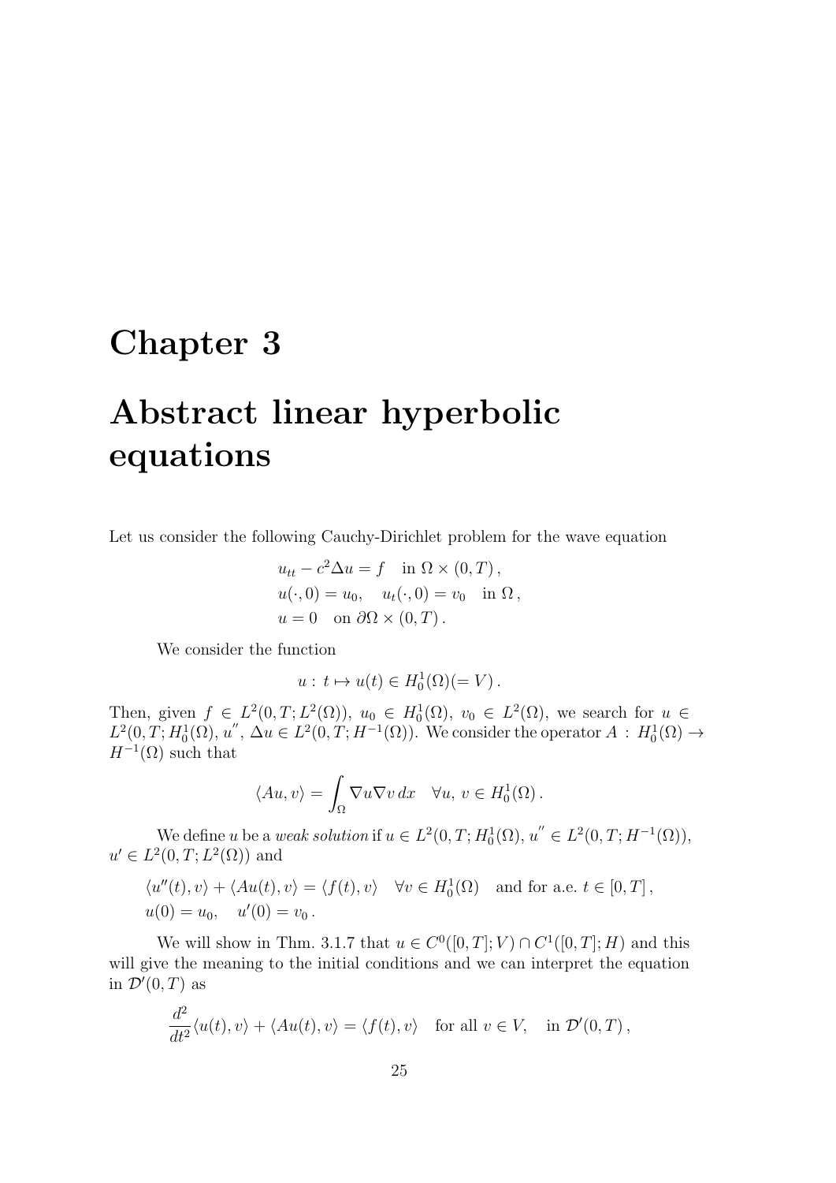# Chapter 3

# Abstract linear hyperbolic equations

Let us consider the following Cauchy-Dirichlet problem for the wave equation

$$
\begin{aligned}
& u_{tt} - c^2 \Delta u = f \quad \text{in } \Omega \times (0,T)\,, \\
& u(\cdot,0) = u_0, \quad u_t(\cdot,0) = v_0 \quad \text{in } \Omega\,, \\
& u = 0 \quad \text{on } \partial\Omega \times (0,T)\,.
\end{aligned}
$$

We consider the function

$$
u : \, t \mapsto u(t) \in H_0^1(\Omega) (= V)\,.
$$

Then, given $f \in L^2(0,T; L^2(\Omega))$, $u_0 \in H_0^1(\Omega)$, $v_0 \in L^2(\Omega)$, we search for $u \in L^2(0,T; H_0^1(\Omega)$, $u''$, $\Delta u \in L^2(0,T; H^{-1}(\Omega))$. We consider the operator $A : H_0^1(\Omega) \to H^{-1}(\Omega)$ such that

$$
\langle Au, v \rangle = \int_\Omega \nabla u \nabla v \, dx \quad \forall u,\, v \in H_0^1(\Omega)\,.
$$

We define $u$ be a *weak solution* if $u \in L^2(0,T; H_0^1(\Omega)$, $u'' \in L^2(0,T; H^{-1}(\Omega))$, $u' \in L^2(0,T; L^2(\Omega))$ and

$$
\begin{aligned}
& \langle u''(t), v \rangle + \langle Au(t), v \rangle = \langle f(t), v \rangle \quad \forall v \in H_0^1(\Omega) \quad \text{and for a.e. } t \in [0,T]\,, \\
& u(0) = u_0, \quad u'(0) = v_0\,.
\end{aligned}
$$

We will show in Thm. 3.1.7 that $u \in C^0([0,T]; V) \cap C^1([0,T]; H)$ and this will give the meaning to the initial conditions and we can interpret the equation in $\mathcal{D}'(0,T)$ as

$$
\frac{d^2}{dt^2} \langle u(t), v \rangle + \langle Au(t), v \rangle = \langle f(t), v \rangle \quad \text{for all } v \in V, \quad \text{in } \mathcal{D}'(0,T)\,,
$$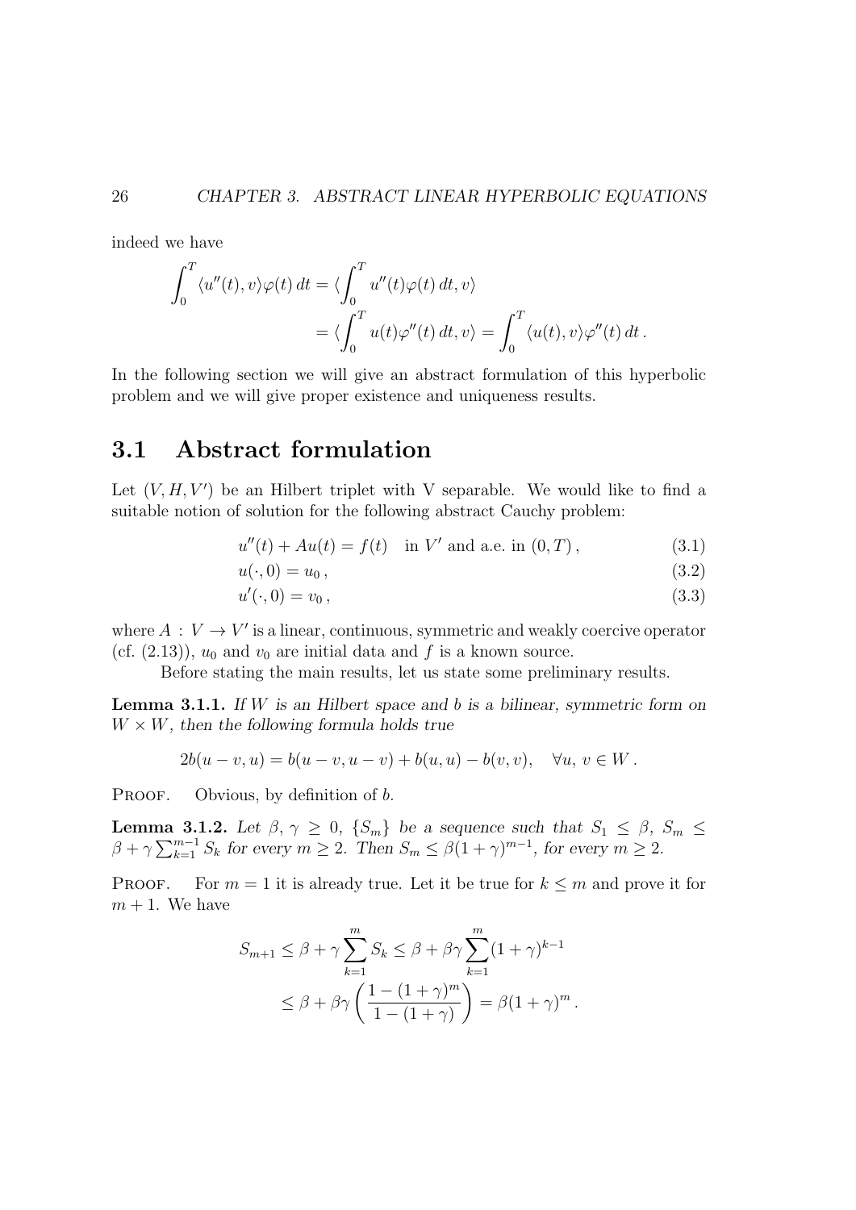indeed we have

$$
\begin{aligned}
\int_0^T \langle u''(t), v\rangle \varphi(t)\, dt &= \langle \int_0^T u''(t)\varphi(t)\, dt, v\rangle \\
&= \langle \int_0^T u(t)\varphi''(t)\, dt, v\rangle = \int_0^T \langle u(t), v\rangle \varphi''(t)\, dt \,.
\end{aligned}
$$

In the following section we will give an abstract formulation of this hyperbolic problem and we will give proper existence and uniqueness results.

## 3.1 Abstract formulation

Let $(V, H, V')$ be an Hilbert triplet with V separable. We would like to find a suitable notion of solution for the following abstract Cauchy problem:

$$
u''(t) + Au(t) = f(t) \quad \text{in } V' \text{ and a.e. in } (0, T)\,, \tag{3.1}
$$

$$
u(\cdot, 0) = u_0\,, \tag{3.2}
$$

$$
u'(\cdot, 0) = v_0\,, \tag{3.3}
$$

where $A : V \to V'$ is a linear, continuous, symmetric and weakly coercive operator (cf. (2.13)), $u_0$ and $v_0$ are initial data and $f$ is a known source.

Before stating the main results, let us state some preliminary results.

**Lemma 3.1.1.** *If $W$ is an Hilbert space and $b$ is a bilinear, symmetric form on $W \times W$, then the following formula holds true*

$$
2b(u - v, u) = b(u - v, u - v) + b(u, u) - b(v, v), \quad \forall u,\, v \in W\,.
$$

Proof. Obvious, by definition of $b$.

**Lemma 3.1.2.** *Let $\beta, \gamma \geq 0$, $\{S_m\}$ be a sequence such that $S_1 \leq \beta$, $S_m \leq \beta + \gamma \sum_{k=1}^{m-1} S_k$ for every $m \geq 2$. Then $S_m \leq \beta(1 + \gamma)^{m-1}$, for every $m \geq 2$.*

Proof. For $m = 1$ it is already true. Let it be true for $k \leq m$ and prove it for $m + 1$. We have

$$
\begin{aligned}
S_{m+1} &\leq \beta + \gamma \sum_{k=1}^{m} S_k \leq \beta + \beta\gamma \sum_{k=1}^{m} (1 + \gamma)^{k-1} \\
&\leq \beta + \beta\gamma \left( \frac{1 - (1 + \gamma)^m}{1 - (1 + \gamma)} \right) = \beta(1 + \gamma)^m\,.
\end{aligned}
$$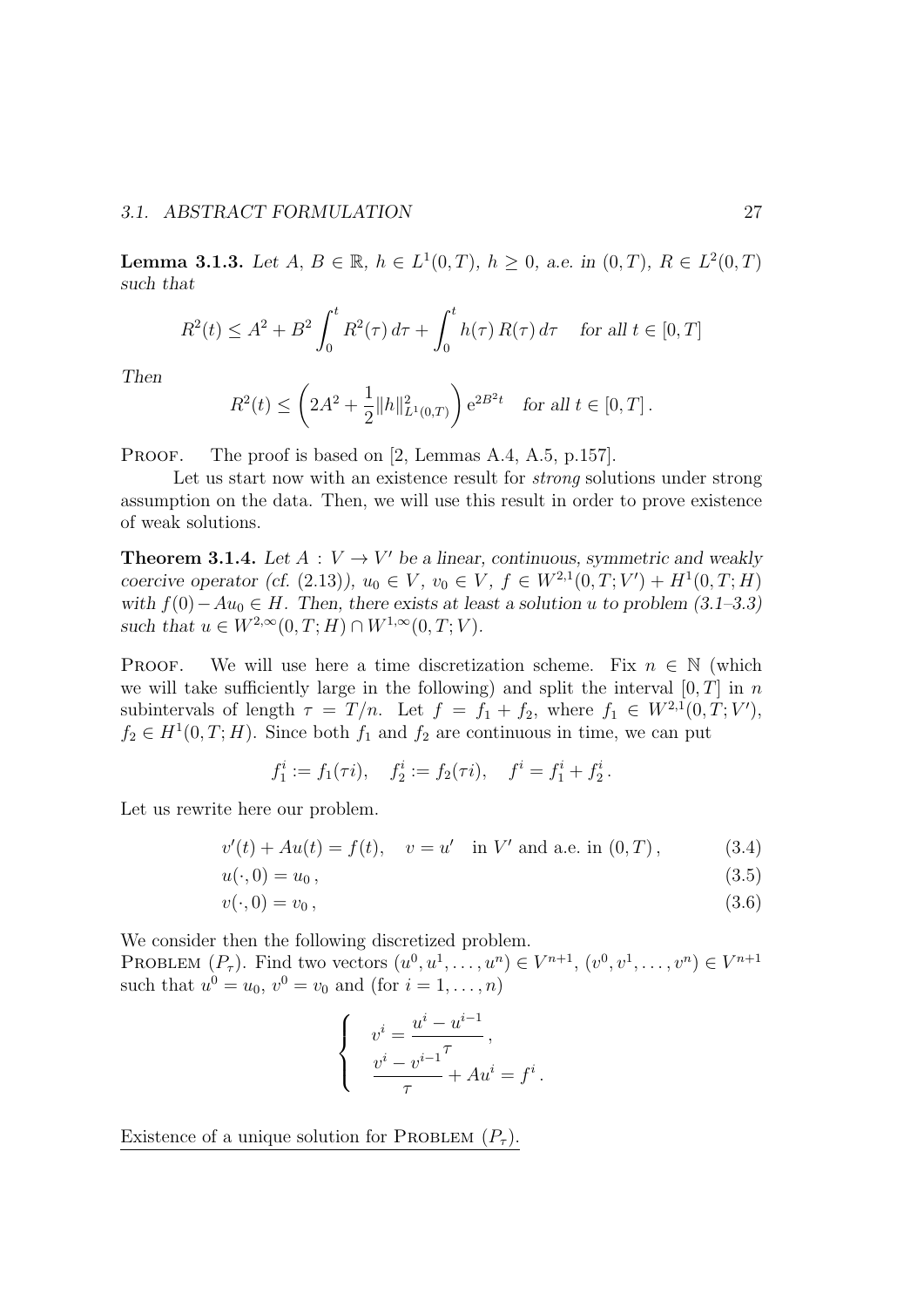**Lemma 3.1.3.** *Let $A$, $B \in \mathbb{R}$, $h \in L^1(0,T)$, $h \geq 0$, a.e. in $(0,T)$, $R \in L^2(0,T)$ such that*

$$R^2(t) \leq A^2 + B^2 \int_0^t R^2(\tau)\, d\tau + \int_0^t h(\tau)\, R(\tau)\, d\tau \quad \text{for all } t \in [0,T]$$

*Then*

$$R^2(t) \leq \left( 2A^2 + \frac{1}{2} \|h\|^2_{L^1(0,T)} \right) \mathrm{e}^{2B^2 t} \quad \text{for all } t \in [0,T]\,.$$

Proof. The proof is based on [2, Lemmas A.4, A.5, p.157].

Let us start now with an existence result for *strong* solutions under strong assumption on the data. Then, we will use this result in order to prove existence of weak solutions.

**Theorem 3.1.4.** *Let $A : V \to V'$ be a linear, continuous, symmetric and weakly coercive operator (cf. (2.13)), $u_0 \in V$, $v_0 \in V$, $f \in W^{2,1}(0,T;V') + H^1(0,T;H)$ with $f(0) - Au_0 \in H$. Then, there exists at least a solution $u$ to problem (3.1–3.3) such that $u \in W^{2,\infty}(0,T;H) \cap W^{1,\infty}(0,T;V)$.*

Proof. We will use here a time discretization scheme. Fix $n \in \mathbb{N}$ (which we will take sufficiently large in the following) and split the interval $[0,T]$ in $n$ subintervals of length $\tau = T/n$. Let $f = f_1 + f_2$, where $f_1 \in W^{2,1}(0,T;V')$, $f_2 \in H^1(0,T;H)$. Since both $f_1$ and $f_2$ are continuous in time, we can put

$$f_1^i := f_1(\tau i), \quad f_2^i := f_2(\tau i), \quad f^i = f_1^i + f_2^i\,.$$

Let us rewrite here our problem.

$$v'(t) + Au(t) = f(t), \quad v = u' \quad \text{in } V' \text{ and a.e. in } (0,T)\,, \tag{3.4}$$

$$u(\cdot, 0) = u_0\,, \tag{3.5}$$

$$v(\cdot, 0) = v_0\,, \tag{3.6}$$

We consider then the following discretized problem.
Problem $(P_\tau)$. Find two vectors $(u^0, u^1, \ldots, u^n) \in V^{n+1}$, $(v^0, v^1, \ldots, v^n) \in V^{n+1}$ such that $u^0 = u_0$, $v^0 = v_0$ and (for $i = 1, \ldots, n$)

$$\begin{cases} v^i = \dfrac{u^i - u^{i-1}}{\tau}\,, \\ \dfrac{v^i - v^{i-1}}{\tau} + Au^i = f^i\,. \end{cases}$$

Existence of a unique solution for Problem $(P_\tau)$.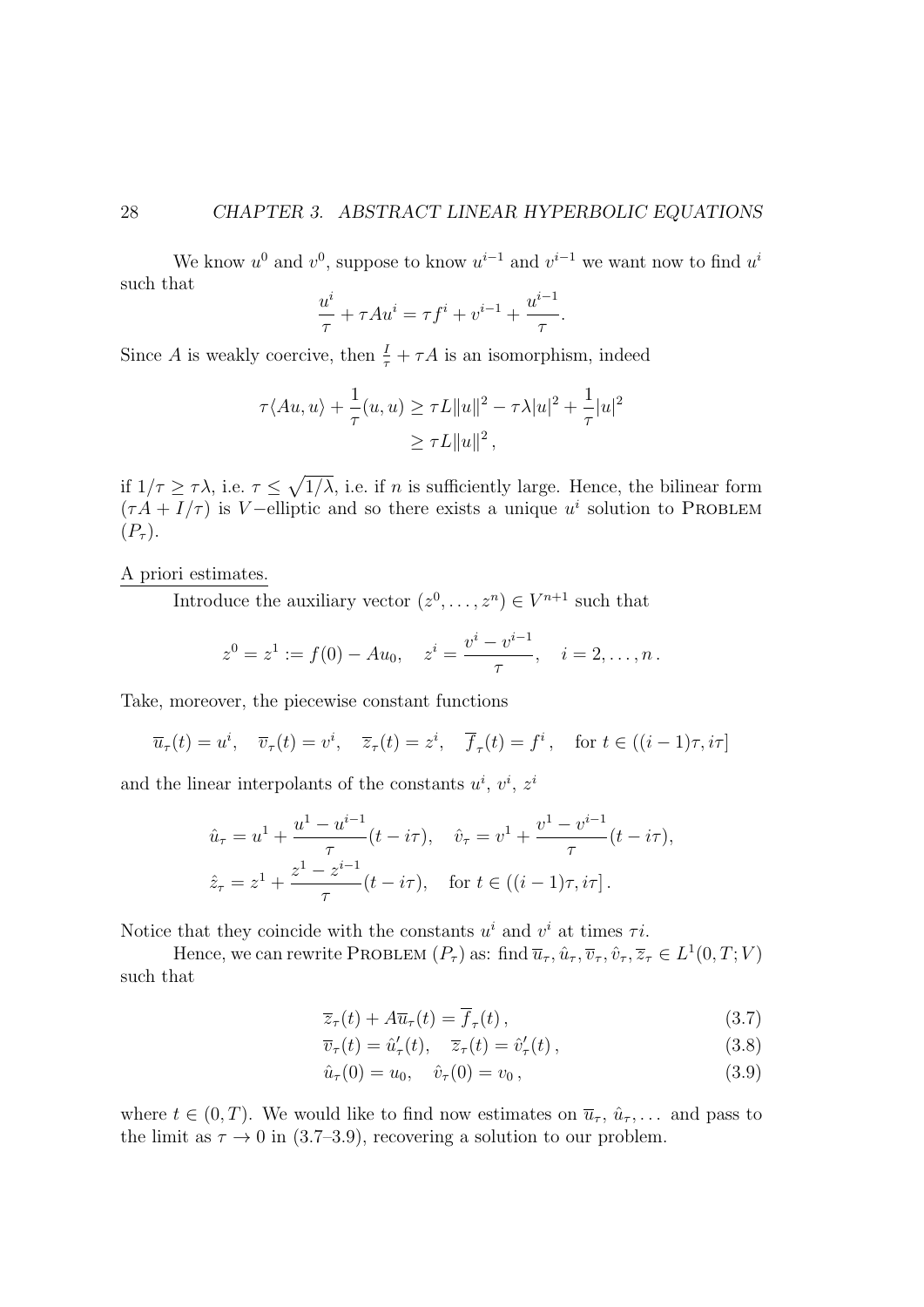We know $u^0$ and $v^0$, suppose to know $u^{i-1}$ and $v^{i-1}$ we want now to find $u^i$ such that

$$\frac{u^i}{\tau} + \tau A u^i = \tau f^i + v^{i-1} + \frac{u^{i-1}}{\tau}.$$

Since $A$ is weakly coercive, then $\frac{I}{\tau} + \tau A$ is an isomorphism, indeed

$$\begin{aligned}
\tau\langle Au, u\rangle + \frac{1}{\tau}(u,u) &\geq \tau L\|u\|^2 - \tau\lambda|u|^2 + \frac{1}{\tau}|u|^2 \\
&\geq \tau L\|u\|^2 ,
\end{aligned}$$

if $1/\tau \geq \tau\lambda$, i.e. $\tau \leq \sqrt{1/\lambda}$, i.e. if $n$ is sufficiently large. Hence, the bilinear form $(\tau A + I/\tau)$ is $V-$elliptic and so there exists a unique $u^i$ solution to PROBLEM $(P_\tau)$.

<u>A priori estimates.</u>

Introduce the auxiliary vector $(z^0, \ldots, z^n) \in V^{n+1}$ such that

$$z^0 = z^1 := f(0) - Au_0, \quad z^i = \frac{v^i - v^{i-1}}{\tau}, \quad i = 2, \ldots, n .$$

Take, moreover, the piecewise constant functions

$$\overline{u}_\tau(t) = u^i, \quad \overline{v}_\tau(t) = v^i, \quad \overline{z}_\tau(t) = z^i, \quad \overline{f}_\tau(t) = f^i , \quad \text{for } t \in ((i-1)\tau, i\tau]$$

and the linear interpolants of the constants $u^i$, $v^i$, $z^i$

$$\begin{aligned}
\hat{u}_\tau &= u^1 + \frac{u^1 - u^{i-1}}{\tau}(t - i\tau), \quad \hat{v}_\tau = v^1 + \frac{v^1 - v^{i-1}}{\tau}(t - i\tau), \\
\hat{z}_\tau &= z^1 + \frac{z^1 - z^{i-1}}{\tau}(t - i\tau), \quad \text{for } t \in ((i-1)\tau, i\tau] .
\end{aligned}$$

Notice that they coincide with the constants $u^i$ and $v^i$ at times $\tau i$.

Hence, we can rewrite PROBLEM $(P_\tau)$ as: find $\overline{u}_\tau, \hat{u}_\tau, \overline{v}_\tau, \hat{v}_\tau, \overline{z}_\tau \in L^1(0,T;V)$ such that

$$\overline{z}_\tau(t) + A\overline{u}_\tau(t) = \overline{f}_\tau(t) , \tag{3.7}$$

$$\overline{v}_\tau(t) = \hat{u}'_\tau(t), \quad \overline{z}_\tau(t) = \hat{v}'_\tau(t) , \tag{3.8}$$

$$\hat{u}_\tau(0) = u_0, \quad \hat{v}_\tau(0) = v_0 , \tag{3.9}$$

where $t \in (0,T)$. We would like to find now estimates on $\overline{u}_\tau$, $\hat{u}_\tau, \ldots$ and pass to the limit as $\tau \to 0$ in (3.7–3.9), recovering a solution to our problem.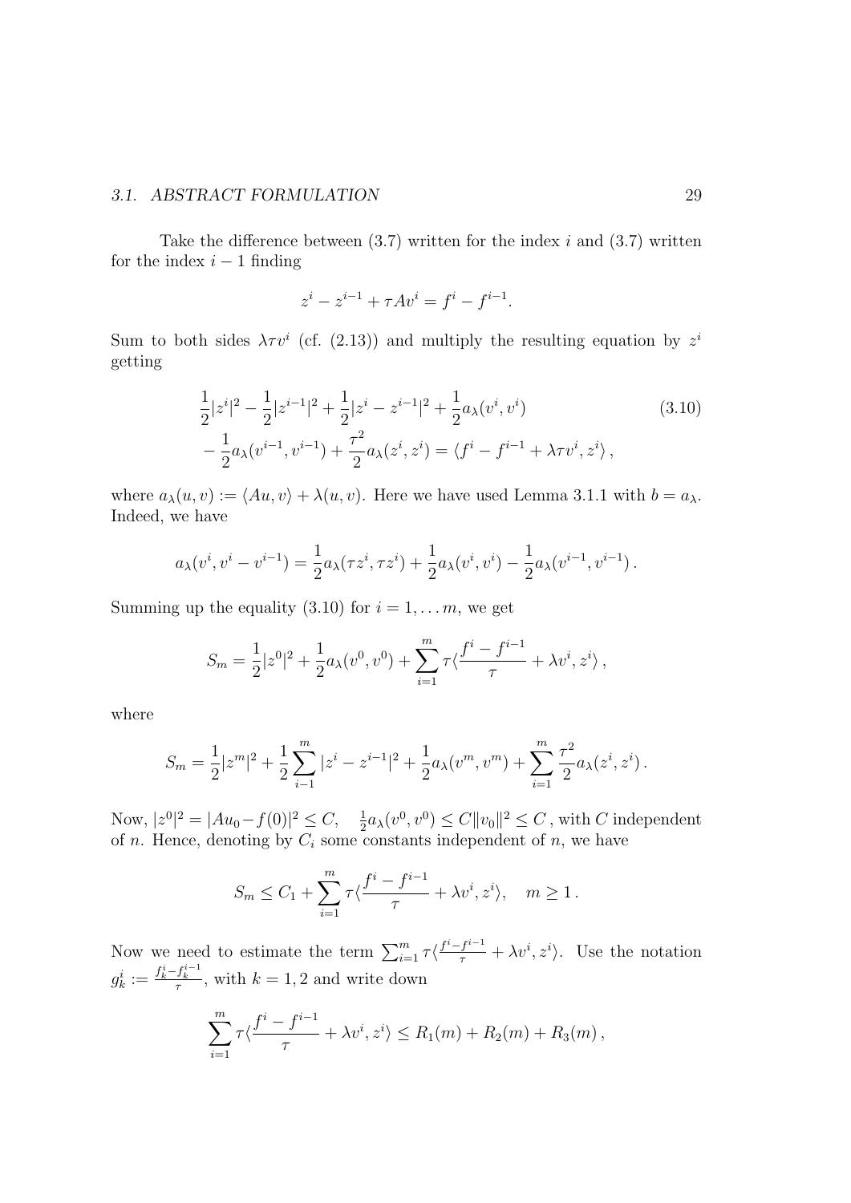Take the difference between (3.7) written for the index $i$ and (3.7) written for the index $i-1$ finding

$$z^i - z^{i-1} + \tau A v^i = f^i - f^{i-1}.$$

Sum to both sides $\lambda \tau v^i$ (cf. (2.13)) and multiply the resulting equation by $z^i$ getting

$$\begin{aligned}
&\frac{1}{2}|z^i|^2 - \frac{1}{2}|z^{i-1}|^2 + \frac{1}{2}|z^i - z^{i-1}|^2 + \frac{1}{2}a_\lambda(v^i, v^i) \\
&- \frac{1}{2}a_\lambda(v^{i-1}, v^{i-1}) + \frac{\tau^2}{2}a_\lambda(z^i, z^i) = \langle f^i - f^{i-1} + \lambda \tau v^i, z^i \rangle \,,
\end{aligned} \tag{3.10}$$

where $a_\lambda(u, v) := \langle Au, v\rangle + \lambda(u, v)$. Here we have used Lemma 3.1.1 with $b = a_\lambda$. Indeed, we have

$$a_\lambda(v^i, v^i - v^{i-1}) = \frac{1}{2}a_\lambda(\tau z^i, \tau z^i) + \frac{1}{2}a_\lambda(v^i, v^i) - \frac{1}{2}a_\lambda(v^{i-1}, v^{i-1})\,.$$

Summing up the equality (3.10) for $i = 1, \dots m$, we get

$$S_m = \frac{1}{2}|z^0|^2 + \frac{1}{2}a_\lambda(v^0, v^0) + \sum_{i=1}^m \tau \langle \frac{f^i - f^{i-1}}{\tau} + \lambda v^i, z^i \rangle \,,$$

where

$$S_m = \frac{1}{2}|z^m|^2 + \frac{1}{2}\sum_{i-1}^m |z^i - z^{i-1}|^2 + \frac{1}{2}a_\lambda(v^m, v^m) + \sum_{i=1}^m \frac{\tau^2}{2}a_\lambda(z^i, z^i)\,.$$

Now, $|z^0|^2 = |Au_0 - f(0)|^2 \le C$, $\quad \frac{1}{2}a_\lambda(v^0, v^0) \le C\|v_0\|^2 \le C$ , with $C$ independent of $n$. Hence, denoting by $C_i$ some constants independent of $n$, we have

$$S_m \le C_1 + \sum_{i=1}^m \tau \langle \frac{f^i - f^{i-1}}{\tau} + \lambda v^i, z^i \rangle, \quad m \ge 1\,.$$

Now we need to estimate the term $\sum_{i=1}^m \tau \langle \frac{f^i - f^{i-1}}{\tau} + \lambda v^i, z^i \rangle$. Use the notation $g_k^i := \frac{f_k^i - f_k^{i-1}}{\tau}$, with $k = 1, 2$ and write down

$$\sum_{i=1}^m \tau \langle \frac{f^i - f^{i-1}}{\tau} + \lambda v^i, z^i \rangle \le R_1(m) + R_2(m) + R_3(m)\,,$$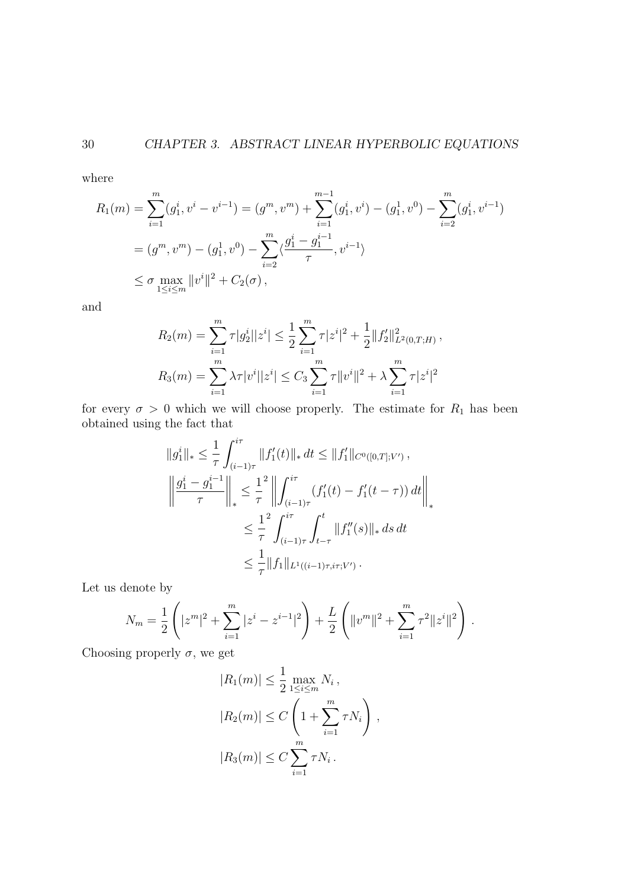where

$$
\begin{aligned}
R_1(m) &= \sum_{i=1}^{m}(g_1^i, v^i - v^{i-1}) = (g^m, v^m) + \sum_{i=1}^{m-1}(g_1^i, v^i) - (g_1^1, v^0) - \sum_{i=2}^{m}(g_1^i, v^{i-1}) \\
&= (g^m, v^m) - (g_1^1, v^0) - \sum_{i=2}^{m}\langle \frac{g_1^i - g_1^{i-1}}{\tau}, v^{i-1}\rangle \\
&\leq \sigma \max_{1\leq i\leq m} \|v^i\|^2 + C_2(\sigma)\,,
\end{aligned}
$$

and

$$
\begin{aligned}
R_2(m) &= \sum_{i=1}^{m} \tau |g_2^i||z^i| \leq \frac{1}{2}\sum_{i=1}^{m}\tau|z^i|^2 + \frac{1}{2}\|f_2'\|^2_{L^2(0,T;H)}\,, \\
R_3(m) &= \sum_{i=1}^{m} \lambda\tau|v^i||z^i| \leq C_3\sum_{i=1}^{m}\tau\|v^i\|^2 + \lambda\sum_{i=1}^{m}\tau|z^i|^2
\end{aligned}
$$

for every $\sigma > 0$ which we will choose properly. The estimate for $R_1$ has been obtained using the fact that

$$
\begin{aligned}
\|g_1^i\|_* &\leq \frac{1}{\tau}\int_{(i-1)\tau}^{i\tau}\|f_1'(t)\|_*\,dt \leq \|f_1'\|_{C^0([0,T];V')}\,, \\
\left\|\frac{g_1^i - g_1^{i-1}}{\tau}\right\|_* &\leq \frac{1}{\tau}^2\left\|\int_{(i-1)\tau}^{i\tau}\left(f_1'(t) - f_1'(t-\tau)\right)dt\right\|_* \\
&\leq \frac{1}{\tau}^2\int_{(i-1)\tau}^{i\tau}\int_{t-\tau}^{t}\|f_1''(s)\|_*\,ds\,dt \\
&\leq \frac{1}{\tau}\|f_1\|_{L^1((i-1)\tau,i\tau;V')}\,.
\end{aligned}
$$

Let us denote by

$$
N_m = \frac{1}{2}\left(|z^m|^2 + \sum_{i=1}^{m}|z^i - z^{i-1}|^2\right) + \frac{L}{2}\left(\|v^m\|^2 + \sum_{i=1}^{m}\tau^2\|z^i\|^2\right)\,.
$$

Choosing properly $\sigma$, we get

$$
\begin{aligned}
|R_1(m)| &\leq \frac{1}{2}\max_{1\leq i\leq m} N_i\,, \\
|R_2(m)| &\leq C\left(1 + \sum_{i=1}^{m}\tau N_i\right)\,, \\
|R_3(m)| &\leq C\sum_{i=1}^{m}\tau N_i\,.
\end{aligned}
$$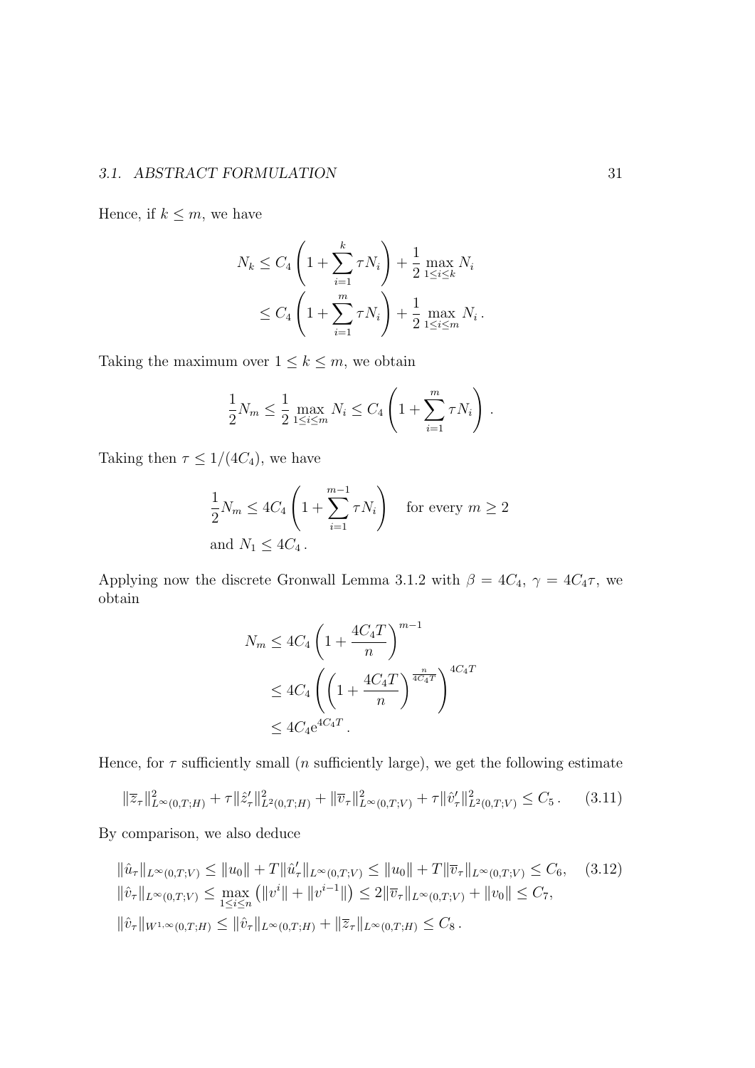Hence, if $k \leq m$, we have

$$
\begin{aligned}
N_k &\leq C_4 \left(1 + \sum_{i=1}^{k} \tau N_i\right) + \frac{1}{2} \max_{1\leq i\leq k} N_i \\
&\leq C_4 \left(1 + \sum_{i=1}^{m} \tau N_i\right) + \frac{1}{2} \max_{1\leq i\leq m} N_i \,.
\end{aligned}
$$

Taking the maximum over $1 \leq k \leq m$, we obtain

$$
\frac{1}{2} N_m \leq \frac{1}{2} \max_{1\leq i\leq m} N_i \leq C_4 \left(1 + \sum_{i=1}^{m} \tau N_i\right) .
$$

Taking then $\tau \leq 1/(4C_4)$, we have

$$
\begin{aligned}
&\frac{1}{2} N_m \leq 4C_4 \left(1 + \sum_{i=1}^{m-1} \tau N_i\right) \quad \text{for every } m \geq 2 \\
&\text{and } N_1 \leq 4C_4 \,.
\end{aligned}
$$

Applying now the discrete Gronwall Lemma 3.1.2 with $\beta = 4C_4$, $\gamma = 4C_4\tau$, we obtain

$$
\begin{aligned}
N_m &\leq 4C_4 \left(1 + \frac{4C_4 T}{n}\right)^{m-1} \\
&\leq 4C_4 \left(\left(1 + \frac{4C_4 T}{n}\right)^{\frac{n}{4C_4 T}}\right)^{4C_4 T} \\
&\leq 4C_4 \mathrm{e}^{4C_4 T} \,.
\end{aligned}
$$

Hence, for $\tau$ sufficiently small ($n$ sufficiently large), we get the following estimate

$$
\|\overline{z}_\tau\|^2_{L^\infty(0,T;H)} + \tau \|\hat{z}'_\tau\|^2_{L^2(0,T;H)} + \|\overline{v}_\tau\|^2_{L^\infty(0,T;V)} + \tau \|\hat{v}'_\tau\|^2_{L^2(0,T;V)} \leq C_5 \,. \tag{3.11}
$$

By comparison, we also deduce

$$
\begin{aligned}
&\|\hat{u}_\tau\|_{L^\infty(0,T;V)} \leq \|u_0\| + T\|\hat{u}'_\tau\|_{L^\infty(0,T;V)} \leq \|u_0\| + T\|\overline{v}_\tau\|_{L^\infty(0,T;V)} \leq C_6, \qquad (3.12)\\
&\|\hat{v}_\tau\|_{L^\infty(0,T;V)} \leq \max_{1\leq i\leq n} \left(\|v^i\| + \|v^{i-1}\|\right) \leq 2\|\overline{v}_\tau\|_{L^\infty(0,T;V)} + \|v_0\| \leq C_7, \\
&\|\hat{v}_\tau\|_{W^{1,\infty}(0,T;H)} \leq \|\hat{v}_\tau\|_{L^\infty(0,T;H)} + \|\overline{z}_\tau\|_{L^\infty(0,T;H)} \leq C_8 \,.
\end{aligned}
$$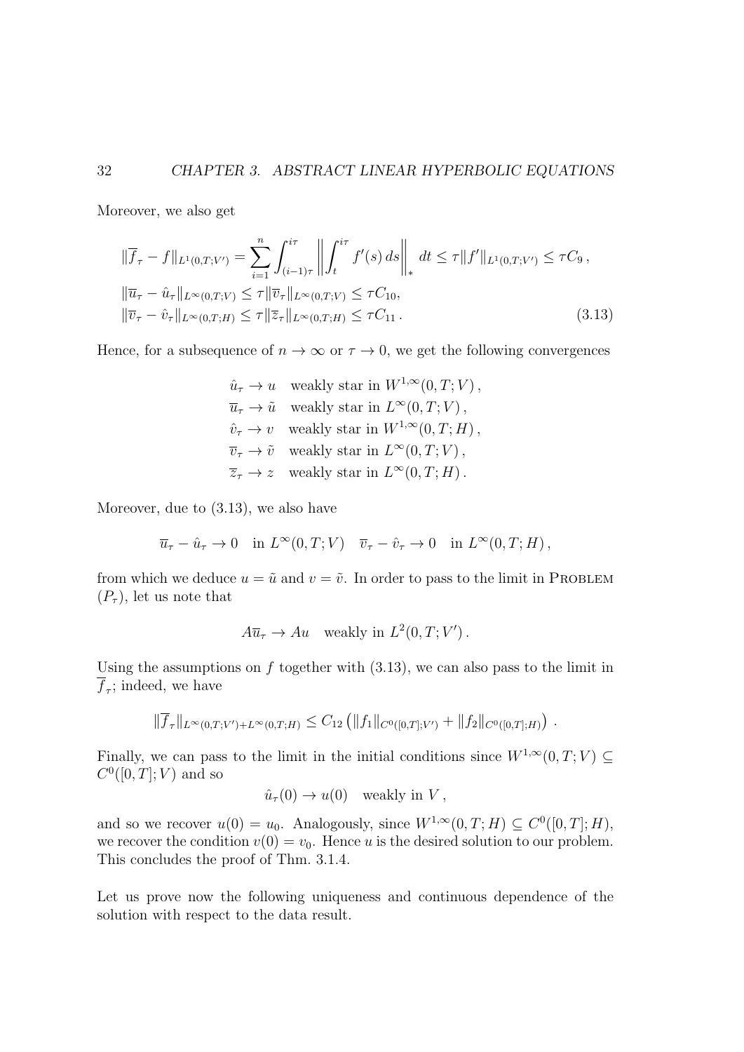Moreover, we also get

$$
\begin{aligned}
&\|\overline{f}_\tau - f\|_{L^1(0,T;V')} = \sum_{i=1}^{n} \int_{(i-1)\tau}^{i\tau} \left\| \int_t^{i\tau} f'(s)\,ds \right\|_* dt \le \tau \|f'\|_{L^1(0,T;V')} \le \tau C_9\,, \\
&\|\overline{u}_\tau - \hat{u}_\tau\|_{L^\infty(0,T;V)} \le \tau \|\overline{v}_\tau\|_{L^\infty(0,T;V)} \le \tau C_{10}, \\
&\|\overline{v}_\tau - \hat{v}_\tau\|_{L^\infty(0,T;H)} \le \tau \|\overline{z}_\tau\|_{L^\infty(0,T;H)} \le \tau C_{11}\,.
\end{aligned} \tag{3.13}
$$

Hence, for a subsequence of $n \to \infty$ or $\tau \to 0$, we get the following convergences

$$
\begin{aligned}
&\hat{u}_\tau \to u \quad \text{weakly star in } W^{1,\infty}(0,T;V)\,, \\
&\overline{u}_\tau \to \tilde{u} \quad \text{weakly star in } L^\infty(0,T;V)\,, \\
&\hat{v}_\tau \to v \quad \text{weakly star in } W^{1,\infty}(0,T;H)\,, \\
&\overline{v}_\tau \to \tilde{v} \quad \text{weakly star in } L^\infty(0,T;V)\,, \\
&\overline{z}_\tau \to z \quad \text{weakly star in } L^\infty(0,T;H)\,.
\end{aligned}
$$

Moreover, due to (3.13), we also have

$$
\overline{u}_\tau - \hat{u}_\tau \to 0 \quad \text{in } L^\infty(0,T;V) \quad \overline{v}_\tau - \hat{v}_\tau \to 0 \quad \text{in } L^\infty(0,T;H)\,,
$$

from which we deduce $u = \tilde{u}$ and $v = \tilde{v}$. In order to pass to the limit in Problem $(P_\tau)$, let us note that

$$
A\overline{u}_\tau \to Au \quad \text{weakly in } L^2(0,T;V')\,.
$$

Using the assumptions on $f$ together with (3.13), we can also pass to the limit in $\overline{f}_\tau$; indeed, we have

$$
\|\overline{f}_\tau\|_{L^\infty(0,T;V')+L^\infty(0,T;H)} \le C_{12} \left( \|f_1\|_{C^0([0,T];V')} + \|f_2\|_{C^0([0,T];H)} \right)\,.
$$

Finally, we can pass to the limit in the initial conditions since $W^{1,\infty}(0,T;V) \subseteq C^0([0,T];V)$ and so

$$
\hat{u}_\tau(0) \to u(0) \quad \text{weakly in } V\,,
$$

and so we recover $u(0) = u_0$. Analogously, since $W^{1,\infty}(0,T;H) \subseteq C^0([0,T];H)$, we recover the condition $v(0) = v_0$. Hence $u$ is the desired solution to our problem. This concludes the proof of Thm. 3.1.4.

Let us prove now the following uniqueness and continuous dependence of the solution with respect to the data result.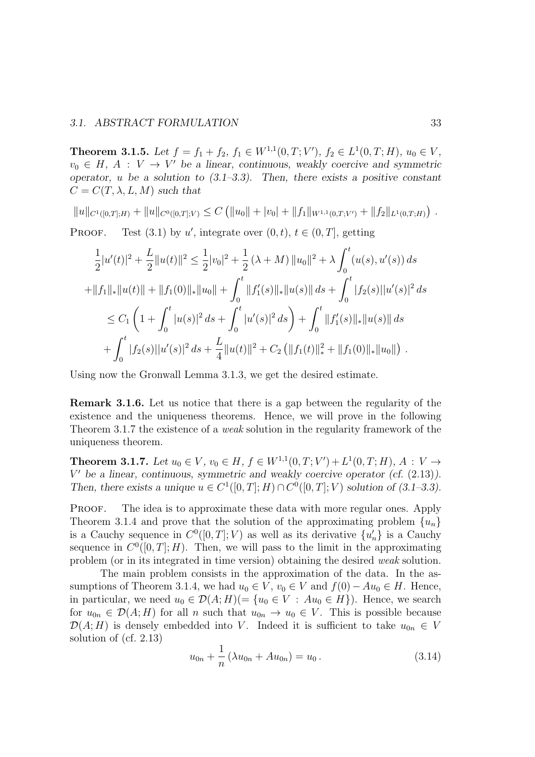**Theorem 3.1.5.** *Let $f = f_1 + f_2$, $f_1 \in W^{1,1}(0,T;V')$, $f_2 \in L^1(0,T;H)$, $u_0 \in V$, $v_0 \in H$, $A : V \to V'$ be a linear, continuous, weakly coercive and symmetric operator, $u$ be a solution to (3.1–3.3). Then, there exists a positive constant $C = C(T, \lambda, L, M)$ such that*

$$\|u\|_{C^1([0,T];H)} + \|u\|_{C^0([0,T];V)} \le C\left(\|u_0\| + |v_0| + \|f_1\|_{W^{1,1}(0,T;V')} + \|f_2\|_{L^1(0,T;H)}\right).$$

Proof. Test (3.1) by $u'$, integrate over $(0,t)$, $t \in (0,T]$, getting

$$\begin{aligned}
&\frac{1}{2}|u'(t)|^2 + \frac{L}{2}\|u(t)\|^2 \le \frac{1}{2}|v_0|^2 + \frac{1}{2}(\lambda + M)\|u_0\|^2 + \lambda\int_0^t (u(s), u'(s))\,ds \\
&+\|f_1\|_*\|u(t)\| + \|f_1(0)\|_*\|u_0\| + \int_0^t \|f_1'(s)\|_*\|u(s)\|\,ds + \int_0^t |f_2(s)||u'(s)|^2\,ds \\
&\le C_1\left(1 + \int_0^t |u(s)|^2\,ds + \int_0^t |u'(s)|^2\,ds\right) + \int_0^t \|f_1'(s)\|_*\|u(s)\|\,ds \\
&+ \int_0^t |f_2(s)||u'(s)|^2\,ds + \frac{L}{4}\|u(t)\|^2 + C_2\left(\|f_1(t)\|_*^2 + \|f_1(0)\|_*\|u_0\|\right).
\end{aligned}$$

Using now the Gronwall Lemma 3.1.3, we get the desired estimate.

**Remark 3.1.6.** Let us notice that there is a gap between the regularity of the existence and the uniqueness theorems. Hence, we will prove in the following Theorem 3.1.7 the existence of a *weak* solution in the regularity framework of the uniqueness theorem.

**Theorem 3.1.7.** *Let $u_0 \in V$, $v_0 \in H$, $f \in W^{1,1}(0,T;V') + L^1(0,T;H)$, $A : V \to V'$ be a linear, continuous, symmetric and weakly coercive operator (cf. (2.13)). Then, there exists a unique $u \in C^1([0,T];H) \cap C^0([0,T];V)$ solution of (3.1–3.3).*

Proof. The idea is to approximate these data with more regular ones. Apply Theorem 3.1.4 and prove that the solution of the approximating problem $\{u_n\}$ is a Cauchy sequence in $C^0([0,T];V)$ as well as its derivative $\{u_n'\}$ is a Cauchy sequence in $C^0([0,T];H)$. Then, we will pass to the limit in the approximating problem (or in its integrated in time version) obtaining the desired *weak* solution.

The main problem consists in the approximation of the data. In the assumptions of Theorem 3.1.4, we had $u_0 \in V$, $v_0 \in V$ and $f(0) - Au_0 \in H$. Hence, in particular, we need $u_0 \in \mathcal{D}(A;H) (= \{u_0 \in V : Au_0 \in H\})$. Hence, we search for $u_{0n} \in \mathcal{D}(A;H)$ for all $n$ such that $u_{0n} \to u_0 \in V$. This is possible because $\mathcal{D}(A;H)$ is densely embedded into $V$. Indeed it is sufficient to take $u_{0n} \in V$ solution of (cf. 2.13)

$$u_{0n} + \frac{1}{n}(\lambda u_{0n} + Au_{0n}) = u_0. \tag{3.14}$$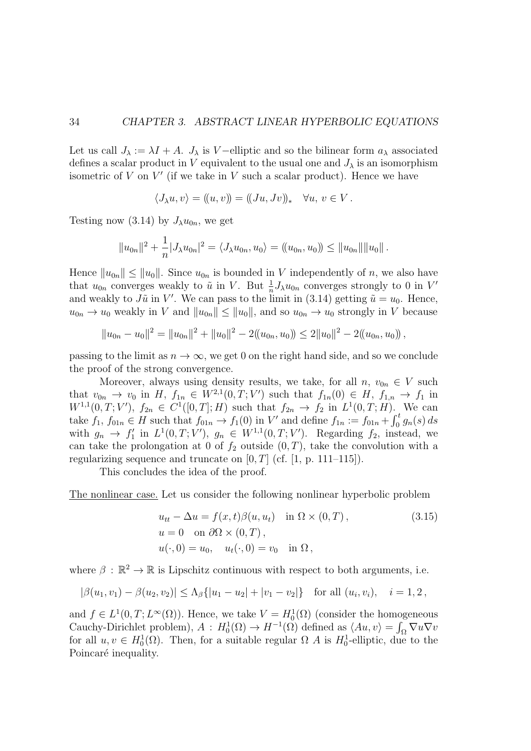Let us call $J_\lambda := \lambda I + A$. $J_\lambda$ is $V-$elliptic and so the bilinear form $a_\lambda$ associated defines a scalar product in $V$ equivalent to the usual one and $J_\lambda$ is an isomorphism isometric of $V$ on $V'$ (if we take in $V$ such a scalar product). Hence we have

$$\langle J_\lambda u, v\rangle = (\!(u,v)\!) = (\!(Ju, Jv)\!)_* \quad \forall u,\, v \in V\,.$$

Testing now (3.14) by $J_\lambda u_{0n}$, we get

$$\|u_{0n}\|^2 + \frac{1}{n}|J_\lambda u_{0n}|^2 = \langle J_\lambda u_{0n}, u_0\rangle = (\!(u_{0n}, u_0)\!) \le \|u_{0n}\|\|u_0\|\,.$$

Hence $\|u_{0n}\| \le \|u_0\|$. Since $u_{0n}$ is bounded in $V$ independently of $n$, we also have that $u_{0n}$ converges weakly to $\tilde{u}$ in $V$. But $\frac{1}{n}J_\lambda u_{0n}$ converges strongly to 0 in $V'$ and weakly to $J\tilde{u}$ in $V'$. We can pass to the limit in (3.14) getting $\tilde{u} = u_0$. Hence, $u_{0n} \to u_0$ weakly in $V$ and $\|u_{0n}\| \le \|u_0\|$, and so $u_{0n} \to u_0$ strongly in $V$ because

$$\|u_{0n} - u_0\|^2 = \|u_{0n}\|^2 + \|u_0\|^2 - 2(\!(u_{0n}, u_0)\!) \le 2\|u_0\|^2 - 2(\!(u_{0n}, u_0)\!)\,,$$

passing to the limit as $n \to \infty$, we get 0 on the right hand side, and so we conclude the proof of the strong convergence.

Moreover, always using density results, we take, for all $n$, $v_{0n} \in V$ such that $v_{0n} \to v_0$ in $H$, $f_{1n} \in W^{2,1}(0,T;V')$ such that $f_{1n}(0) \in H$, $f_{1,n} \to f_1$ in $W^{1,1}(0,T;V')$, $f_{2n} \in C^1([0,T];H)$ such that $f_{2n} \to f_2$ in $L^1(0,T;H)$. We can take $f_1$, $f_{01n} \in H$ such that $f_{01n} \to f_1(0)$ in $V'$ and define $f_{1n} := f_{01n} + \int_0^t g_n(s)\,ds$ with $g_n \to f_1'$ in $L^1(0,T;V')$, $g_n \in W^{1,1}(0,T;V')$. Regarding $f_2$, instead, we can take the prolongation at 0 of $f_2$ outside $(0,T)$, take the convolution with a regularizing sequence and truncate on $[0,T]$ (cf. [1, p. 111–115]).

This concludes the idea of the proof.

<u>The nonlinear case.</u> Let us consider the following nonlinear hyperbolic problem

$$\begin{aligned} &u_{tt} - \Delta u = f(x,t)\beta(u,u_t) \quad \text{in } \Omega \times (0,T)\,, \\ &u = 0 \quad \text{on } \partial\Omega \times (0,T)\,, \\ &u(\cdot,0) = u_0, \quad u_t(\cdot,0) = v_0 \quad \text{in } \Omega\,, \end{aligned} \tag{3.15}$$

where $\beta : \mathbb{R}^2 \to \mathbb{R}$ is Lipschitz continuous with respect to both arguments, i.e.

$$|\beta(u_1,v_1) - \beta(u_2,v_2)| \le \Lambda_\beta\{|u_1 - u_2| + |v_1 - v_2|\} \quad \text{for all } (u_i,v_i), \quad i = 1,2\,,$$

and $f \in L^1(0,T;L^\infty(\Omega))$. Hence, we take $V = H_0^1(\Omega)$ (consider the homogeneous Cauchy-Dirichlet problem), $A : H_0^1(\Omega) \to H^{-1}(\Omega)$ defined as $\langle Au, v\rangle = \int_\Omega \nabla u \nabla v$ for all $u, v \in H_0^1(\Omega)$. Then, for a suitable regular $\Omega$ $A$ is $H_0^1$-elliptic, due to the Poincaré inequality.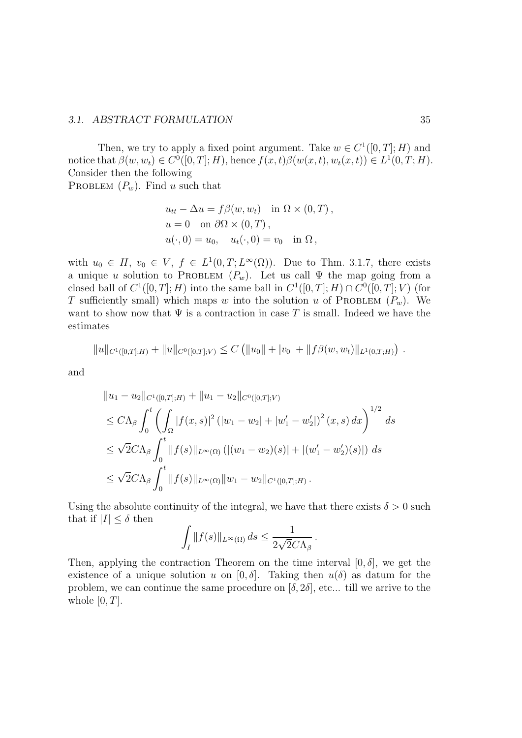Then, we try to apply a fixed point argument. Take $w \in C^1([0,T];H)$ and notice that $\beta(w, w_t) \in C^0([0,T];H)$, hence $f(x,t)\beta(w(x,t), w_t(x,t)) \in L^1(0,T;H)$. Consider then the following

Problem $(P_w)$. Find $u$ such that

$$
\begin{aligned}
&u_{tt} - \Delta u = f\beta(w, w_t) \quad \text{in } \Omega \times (0,T)\,, \\
&u = 0 \quad \text{on } \partial\Omega \times (0,T)\,, \\
&u(\cdot, 0) = u_0, \quad u_t(\cdot, 0) = v_0 \quad \text{in } \Omega\,,
\end{aligned}
$$

with $u_0 \in H$, $v_0 \in V$, $f \in L^1(0,T;L^\infty(\Omega))$. Due to Thm. 3.1.7, there exists a unique $u$ solution to Problem $(P_w)$. Let us call $\Psi$ the map going from a closed ball of $C^1([0,T];H)$ into the same ball in $C^1([0,T];H) \cap C^0([0,T];V)$ (for $T$ sufficiently small) which maps $w$ into the solution $u$ of Problem $(P_w)$. We want to show now that $\Psi$ is a contraction in case $T$ is small. Indeed we have the estimates

$$
\|u\|_{C^1([0,T];H)} + \|u\|_{C^0([0,T];V)} \leq C\left(\|u_0\| + |v_0| + \|f\beta(w,w_t)\|_{L^1(0,T;H)}\right)\,.
$$

and

$$
\begin{aligned}
&\|u_1 - u_2\|_{C^1([0,T];H)} + \|u_1 - u_2\|_{C^0([0,T];V)} \\
&\leq C\Lambda_\beta \int_0^t \left( \int_\Omega |f(x,s)|^2 \left(|w_1 - w_2| + |w_1' - w_2'|\right)^2(x,s)\, dx \right)^{1/2} ds \\
&\leq \sqrt{2} C\Lambda_\beta \int_0^t \|f(s)\|_{L^\infty(\Omega)} \left(|(w_1 - w_2)(s)| + |(w_1' - w_2')(s)|\right) ds \\
&\leq \sqrt{2} C\Lambda_\beta \int_0^t \|f(s)\|_{L^\infty(\Omega)} \|w_1 - w_2\|_{C^1([0,T];H)}\,.
\end{aligned}
$$

Using the absolute continuity of the integral, we have that there exists $\delta > 0$ such that if $|I| \leq \delta$ then

$$
\int_I \|f(s)\|_{L^\infty(\Omega)}\, ds \leq \frac{1}{2\sqrt{2}C\Lambda_\beta}\,.
$$

Then, applying the contraction Theorem on the time interval $[0,\delta]$, we get the existence of a unique solution $u$ on $[0,\delta]$. Taking then $u(\delta)$ as datum for the problem, we can continue the same procedure on $[\delta, 2\delta]$, etc... till we arrive to the whole $[0,T]$.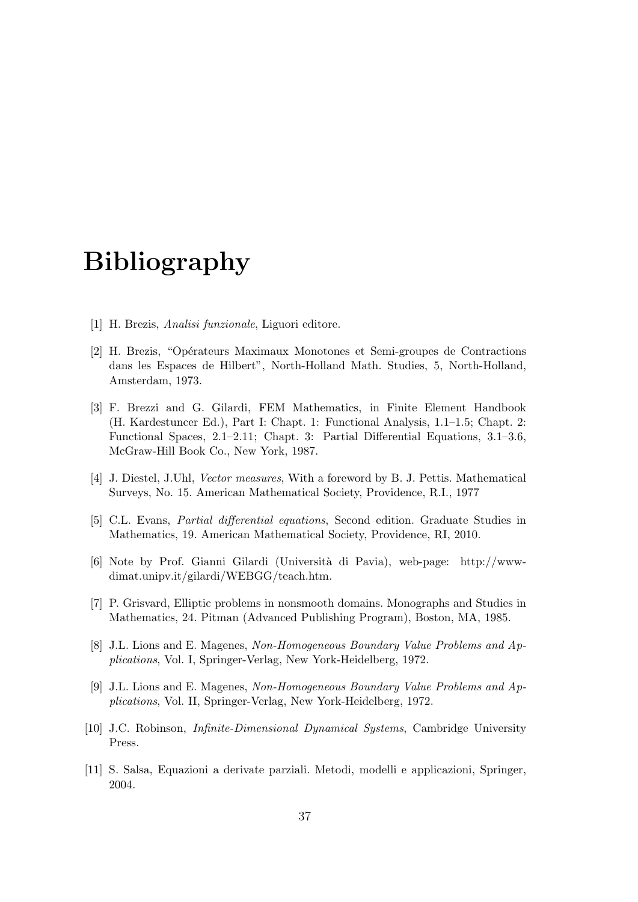# Bibliography

[1] H. Brezis, *Analisi funzionale*, Liguori editore.

[2] H. Brezis, "Opérateurs Maximaux Monotones et Semi-groupes de Contractions dans les Espaces de Hilbert", North-Holland Math. Studies, 5, North-Holland, Amsterdam, 1973.

[3] F. Brezzi and G. Gilardi, FEM Mathematics, in Finite Element Handbook (H. Kardestuncer Ed.), Part I: Chapt. 1: Functional Analysis, 1.1–1.5; Chapt. 2: Functional Spaces, 2.1–2.11; Chapt. 3: Partial Differential Equations, 3.1–3.6, McGraw-Hill Book Co., New York, 1987.

[4] J. Diestel, J.Uhl, *Vector measures*, With a foreword by B. J. Pettis. Mathematical Surveys, No. 15. American Mathematical Society, Providence, R.I., 1977

[5] C.L. Evans, *Partial differential equations*, Second edition. Graduate Studies in Mathematics, 19. American Mathematical Society, Providence, RI, 2010.

[6] Note by Prof. Gianni Gilardi (Università di Pavia), web-page: http://www-dimat.unipv.it/gilardi/WEBGG/teach.htm.

[7] P. Grisvard, Elliptic problems in nonsmooth domains. Monographs and Studies in Mathematics, 24. Pitman (Advanced Publishing Program), Boston, MA, 1985.

[8] J.L. Lions and E. Magenes, *Non-Homogeneous Boundary Value Problems and Applications*, Vol. I, Springer-Verlag, New York-Heidelberg, 1972.

[9] J.L. Lions and E. Magenes, *Non-Homogeneous Boundary Value Problems and Applications*, Vol. II, Springer-Verlag, New York-Heidelberg, 1972.

[10] J.C. Robinson, *Infinite-Dimensional Dynamical Systems*, Cambridge University Press.

[11] S. Salsa, Equazioni a derivate parziali. Metodi, modelli e applicazioni, Springer, 2004.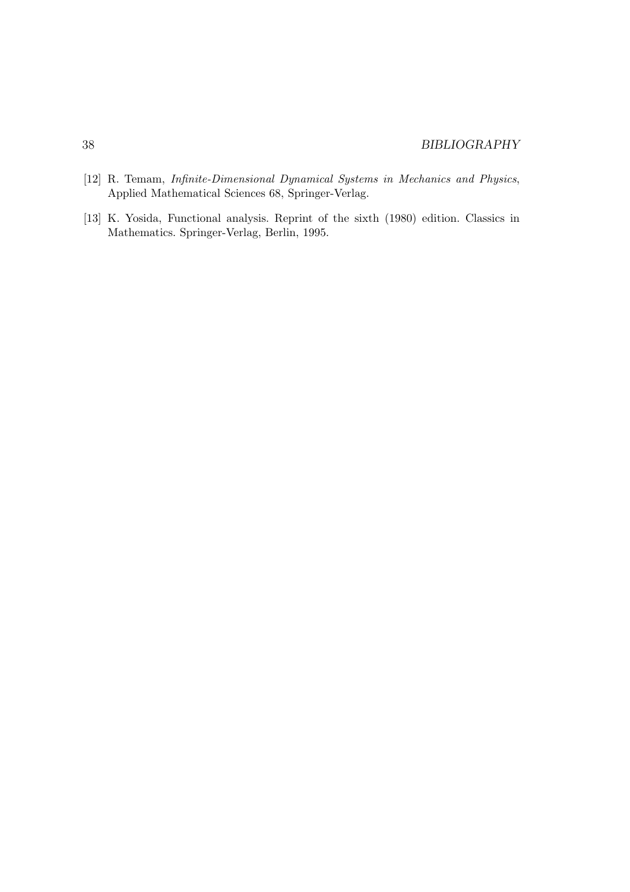[12] R. Temam, *Infinite-Dimensional Dynamical Systems in Mechanics and Physics*, Applied Mathematical Sciences 68, Springer-Verlag.

[13] K. Yosida, Functional analysis. Reprint of the sixth (1980) edition. Classics in Mathematics. Springer-Verlag, Berlin, 1995.